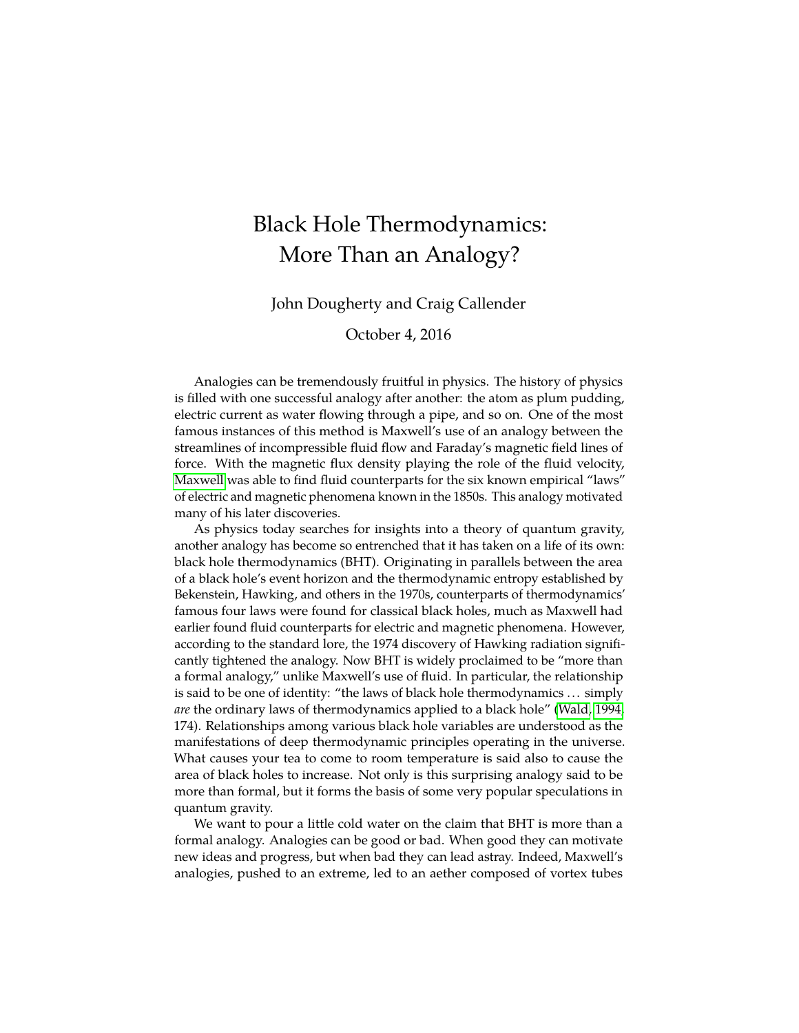# Black Hole Thermodynamics: More Than an Analogy?

John Dougherty and Craig Callender

October 4, 2016

Analogies can be tremendously fruitful in physics. The history of physics is filled with one successful analogy after another: the atom as plum pudding, electric current as water flowing through a pipe, and so on. One of the most famous instances of this method is Maxwell's use of an analogy between the streamlines of incompressible fluid flow and Faraday's magnetic field lines of force. With the magnetic flux density playing the role of the fluid velocity, Maxwell was able to find fluid counterparts for the six known empirical "laws" of electric and magnetic phenomena known in the 1850s. This analogy motivated many of his later discoveries.

As physics today searches for insights into a theory of quantum gravity, another analogy has become so entrenched that it has taken on a life of its own: black hole thermodynamics (BHT). Originating in parallels between the area of a black hole's event horizon and the thermodynamic entropy established by Bekenstein, Hawking, and others in the 1970s, counterparts of thermodynamics' famous four laws were found for classical black holes, much as Maxwell had earlier found fluid counterparts for electric and magnetic phenomena. However, according to the standard lore, the 1974 discovery of Hawking radiation significantly tightened the analogy. Now BHT is widely proclaimed to be "more than a formal analogy," unlike Maxwell's use of fluid. In particular, the relationship is said to be one of identity: "the laws of black hole thermodynamics . . . simply *are* the ordinary laws of thermodynamics applied to a black hole" (Wald, 1994, 174). Relationships among various black hole variables are understood as the manifestations of deep thermodynamic principles operating in the universe. What causes your tea to come to room temperature is said also to cause the area of black holes to increase. Not only is this surprising analogy said to be more than formal, but it forms the basis of some very popular speculations in quantum gravity.

We want to pour a little cold water on the claim that BHT is more than a formal analogy. Analogies can be good or bad. When good they can motivate new ideas and progress, but when bad they can lead astray. Indeed, Maxwell's analogies, pushed to an extreme, led to an aether composed of vortex tubes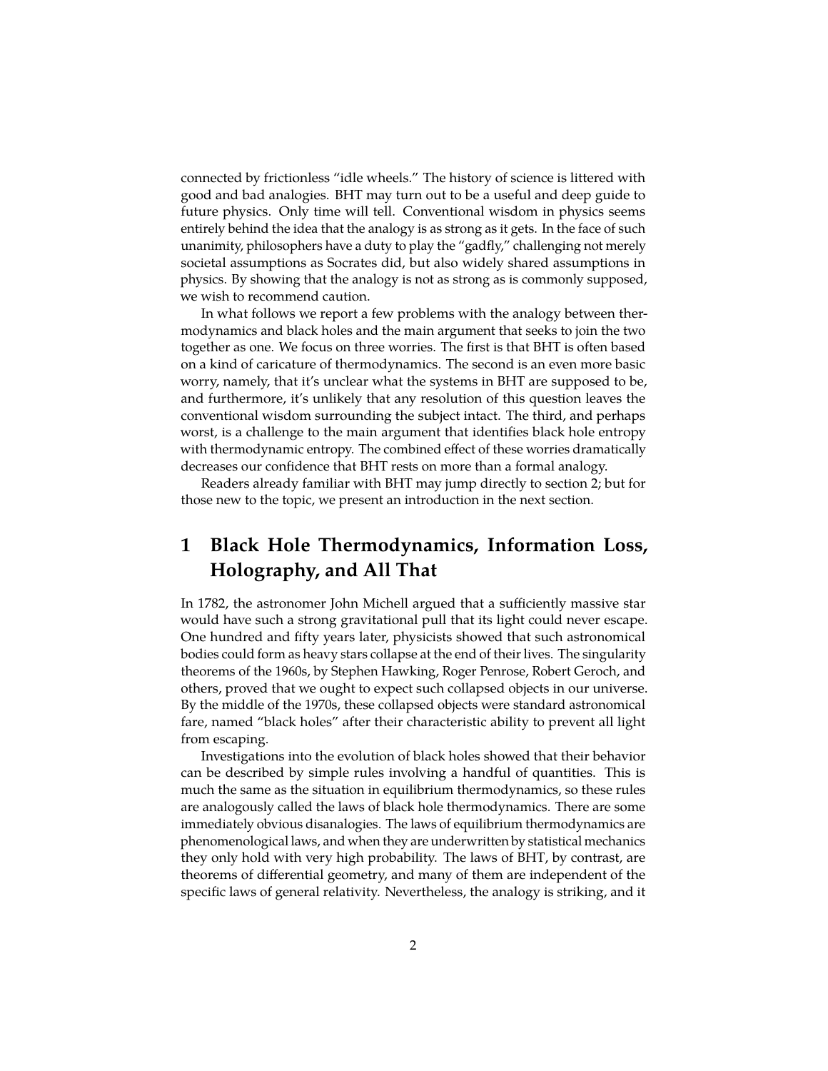connected by frictionless "idle wheels." The history of science is littered with good and bad analogies. BHT may turn out to be a useful and deep guide to future physics. Only time will tell. Conventional wisdom in physics seems entirely behind the idea that the analogy is as strong as it gets. In the face of such unanimity, philosophers have a duty to play the "gadfly," challenging not merely societal assumptions as Socrates did, but also widely shared assumptions in physics. By showing that the analogy is not as strong as is commonly supposed, we wish to recommend caution.

In what follows we report a few problems with the analogy between thermodynamics and black holes and the main argument that seeks to join the two together as one. We focus on three worries. The first is that BHT is often based on a kind of caricature of thermodynamics. The second is an even more basic worry, namely, that it's unclear what the systems in BHT are supposed to be, and furthermore, it's unlikely that any resolution of this question leaves the conventional wisdom surrounding the subject intact. The third, and perhaps worst, is a challenge to the main argument that identifies black hole entropy with thermodynamic entropy. The combined effect of these worries dramatically decreases our confidence that BHT rests on more than a formal analogy.

Readers already familiar with BHT may jump directly to section 2; but for those new to the topic, we present an introduction in the next section.

# 1 Black Hole Thermodynamics, Information Loss, Holography, and All That

In 1782, the astronomer John Michell argued that a sufficiently massive star would have such a strong gravitational pull that its light could never escape. One hundred and fifty years later, physicists showed that such astronomical bodies could form as heavy stars collapse at the end of their lives. The singularity theorems of the 1960s, by Stephen Hawking, Roger Penrose, Robert Geroch, and others, proved that we ought to expect such collapsed objects in our universe. By the middle of the 1970s, these collapsed objects were standard astronomical fare, named "black holes" after their characteristic ability to prevent all light from escaping.

Investigations into the evolution of black holes showed that their behavior can be described by simple rules involving a handful of quantities. This is much the same as the situation in equilibrium thermodynamics, so these rules are analogously called the laws of black hole thermodynamics. There are some immediately obvious disanalogies. The laws of equilibrium thermodynamics are phenomenological laws, and when they are underwritten by statistical mechanics they only hold with very high probability. The laws of BHT, by contrast, are theorems of differential geometry, and many of them are independent of the specific laws of general relativity. Nevertheless, the analogy is striking, and it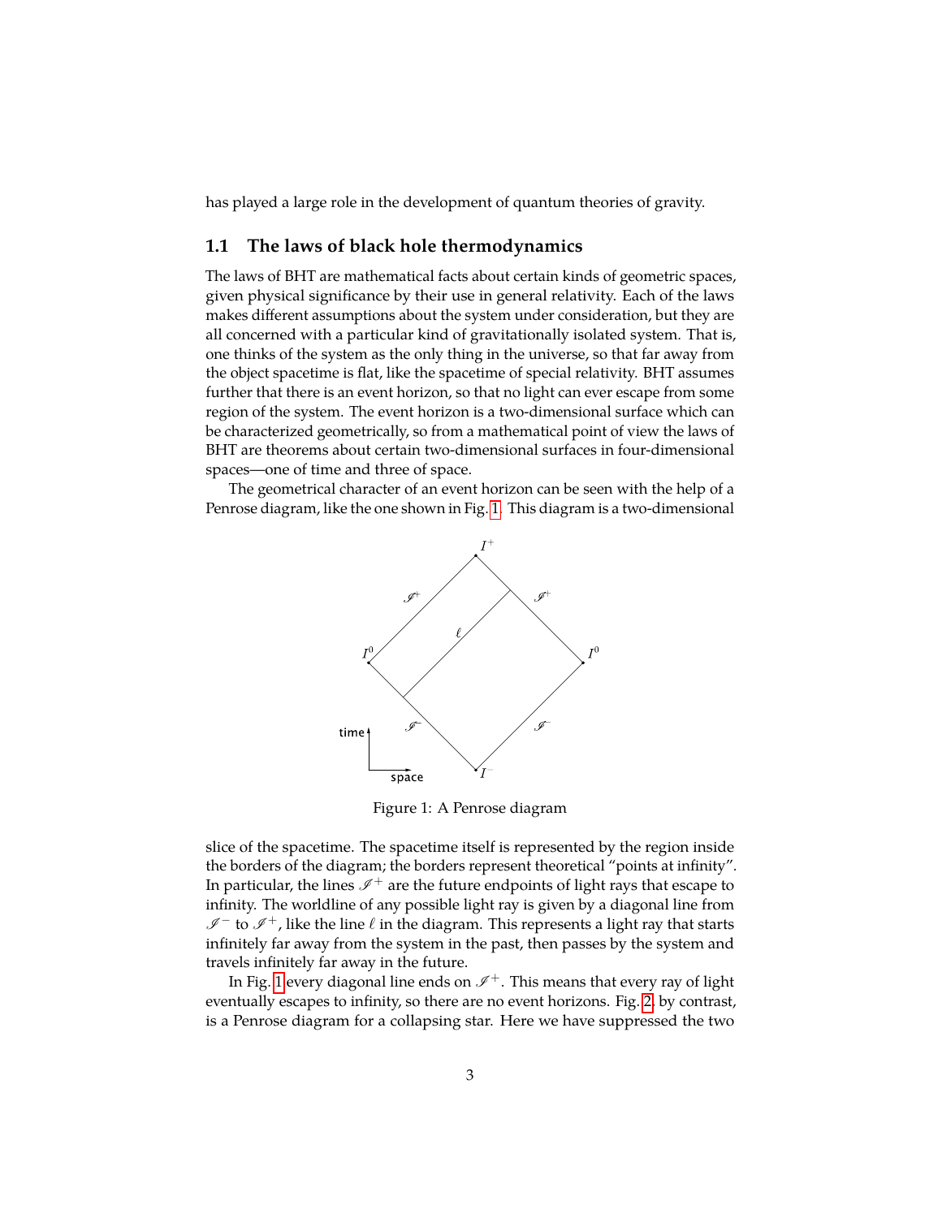has played a large role in the development of quantum theories of gravity.

### 1.1 The laws of black hole thermodynamics

The laws of BHT are mathematical facts about certain kinds of geometric spaces, given physical significance by their use in general relativity. Each of the laws makes different assumptions about the system under consideration, but they are all concerned with a particular kind of gravitationally isolated system. That is, one thinks of the system as the only thing in the universe, so that far away from the object spacetime is flat, like the spacetime of special relativity. BHT assumes further that there is an event horizon, so that no light can ever escape from some region of the system. The event horizon is a two-dimensional surface which can be characterized geometrically, so from a mathematical point of view the laws of BHT are theorems about certain two-dimensional surfaces in four-dimensional spaces—one of time and three of space.

The geometrical character of an event horizon can be seen with the help of a Penrose diagram, like the one shown in Fig. 1. This diagram is a two-dimensional

Figure 1: A Penrose diagram

slice of the spacetime. The spacetime itself is represented by the region inside the borders of the diagram; the borders represent theoretical "points at infinity". In particular, the lines $\mathscr{I}^+$ are the future endpoints of light rays that escape to infinity. The worldline of any possible light ray is given by a diagonal line from $\mathscr{I}^-$ to $\mathscr{I}^+$, like the line $\ell$ in the diagram. This represents a light ray that starts infinitely far away from the system in the past, then passes by the system and travels infinitely far away in the future.

In Fig. 1 every diagonal line ends on $\mathscr{I}^+$. This means that every ray of light eventually escapes to infinity, so there are no event horizons. Fig. 2, by contrast, is a Penrose diagram for a collapsing star. Here we have suppressed the two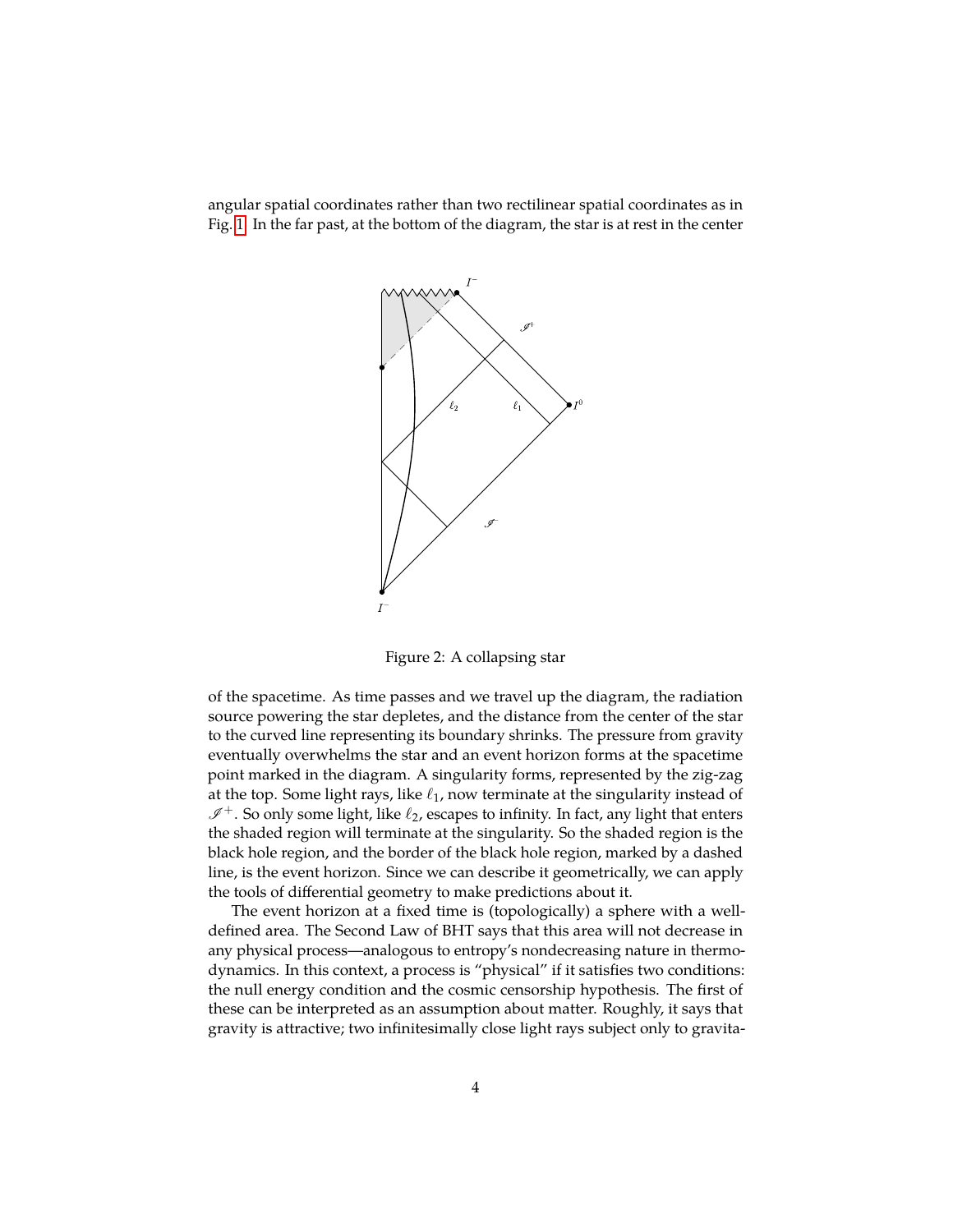angular spatial coordinates rather than two rectilinear spatial coordinates as in Fig. 1. In the far past, at the bottom of the diagram, the star is at rest in the center

Figure 2: A collapsing star

of the spacetime. As time passes and we travel up the diagram, the radiation source powering the star depletes, and the distance from the center of the star to the curved line representing its boundary shrinks. The pressure from gravity eventually overwhelms the star and an event horizon forms at the spacetime point marked in the diagram. A singularity forms, represented by the zig-zag at the top. Some light rays, like $\ell_1$, now terminate at the singularity instead of $\mathscr{I}^+$. So only some light, like $\ell_2$, escapes to infinity. In fact, any light that enters the shaded region will terminate at the singularity. So the shaded region is the black hole region, and the border of the black hole region, marked by a dashed line, is the event horizon. Since we can describe it geometrically, we can apply the tools of differential geometry to make predictions about it.

The event horizon at a fixed time is (topologically) a sphere with a well-defined area. The Second Law of BHT says that this area will not decrease in any physical process—analogous to entropy's nondecreasing nature in thermodynamics. In this context, a process is "physical" if it satisfies two conditions: the null energy condition and the cosmic censorship hypothesis. The first of these can be interpreted as an assumption about matter. Roughly, it says that gravity is attractive; two infinitesimally close light rays subject only to gravita-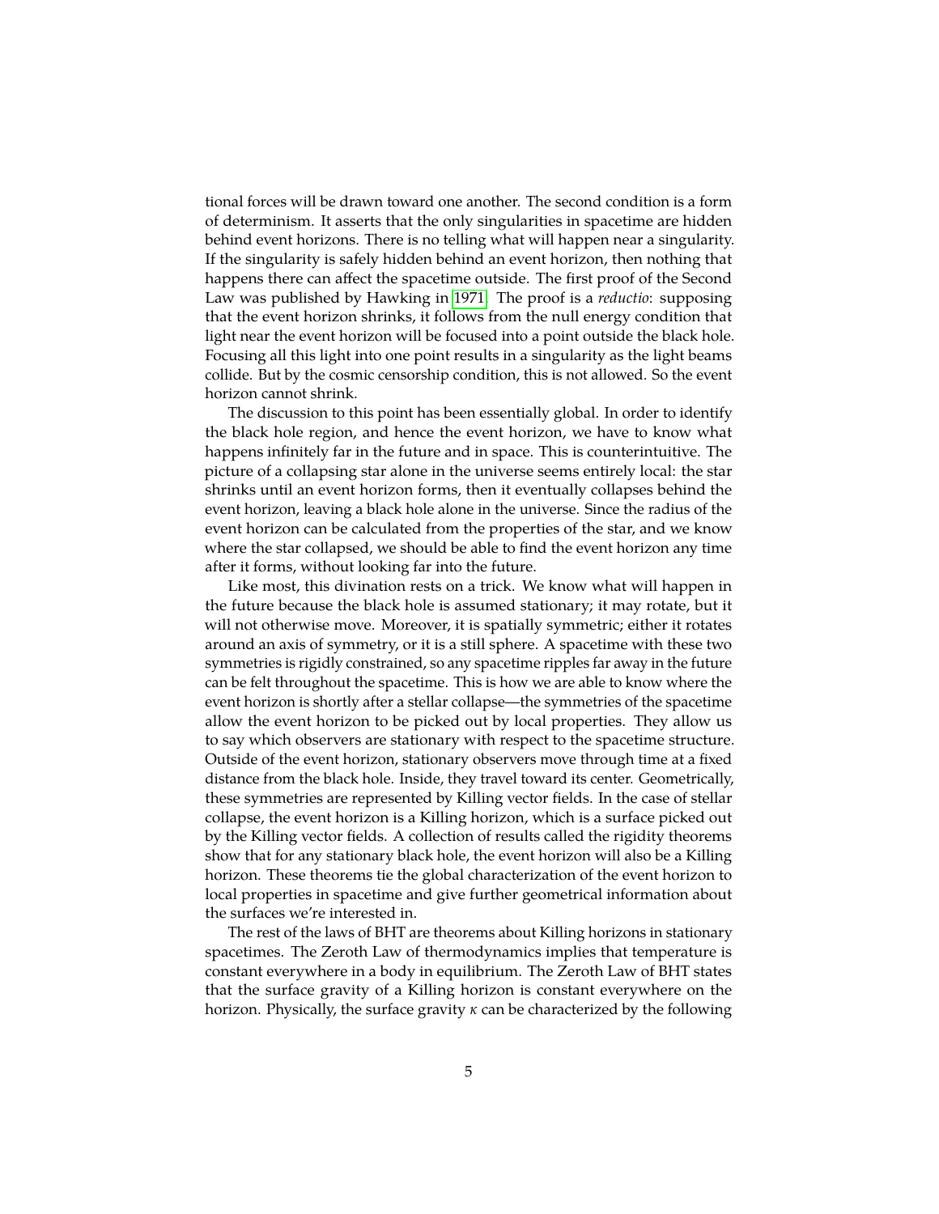tional forces will be drawn toward one another. The second condition is a form of determinism. It asserts that the only singularities in spacetime are hidden behind event horizons. There is no telling what will happen near a singularity. If the singularity is safely hidden behind an event horizon, then nothing that happens there can affect the spacetime outside. The first proof of the Second Law was published by Hawking in 1971. The proof is a *reductio*: supposing that the event horizon shrinks, it follows from the null energy condition that light near the event horizon will be focused into a point outside the black hole. Focusing all this light into one point results in a singularity as the light beams collide. But by the cosmic censorship condition, this is not allowed. So the event horizon cannot shrink.

The discussion to this point has been essentially global. In order to identify the black hole region, and hence the event horizon, we have to know what happens infinitely far in the future and in space. This is counterintuitive. The picture of a collapsing star alone in the universe seems entirely local: the star shrinks until an event horizon forms, then it eventually collapses behind the event horizon, leaving a black hole alone in the universe. Since the radius of the event horizon can be calculated from the properties of the star, and we know where the star collapsed, we should be able to find the event horizon any time after it forms, without looking far into the future.

Like most, this divination rests on a trick. We know what will happen in the future because the black hole is assumed stationary; it may rotate, but it will not otherwise move. Moreover, it is spatially symmetric; either it rotates around an axis of symmetry, or it is a still sphere. A spacetime with these two symmetries is rigidly constrained, so any spacetime ripples far away in the future can be felt throughout the spacetime. This is how we are able to know where the event horizon is shortly after a stellar collapse—the symmetries of the spacetime allow the event horizon to be picked out by local properties. They allow us to say which observers are stationary with respect to the spacetime structure. Outside of the event horizon, stationary observers move through time at a fixed distance from the black hole. Inside, they travel toward its center. Geometrically, these symmetries are represented by Killing vector fields. In the case of stellar collapse, the event horizon is a Killing horizon, which is a surface picked out by the Killing vector fields. A collection of results called the rigidity theorems show that for any stationary black hole, the event horizon will also be a Killing horizon. These theorems tie the global characterization of the event horizon to local properties in spacetime and give further geometrical information about the surfaces we're interested in.

The rest of the laws of BHT are theorems about Killing horizons in stationary spacetimes. The Zeroth Law of thermodynamics implies that temperature is constant everywhere in a body in equilibrium. The Zeroth Law of BHT states that the surface gravity of a Killing horizon is constant everywhere on the horizon. Physically, the surface gravity $\kappa$ can be characterized by the following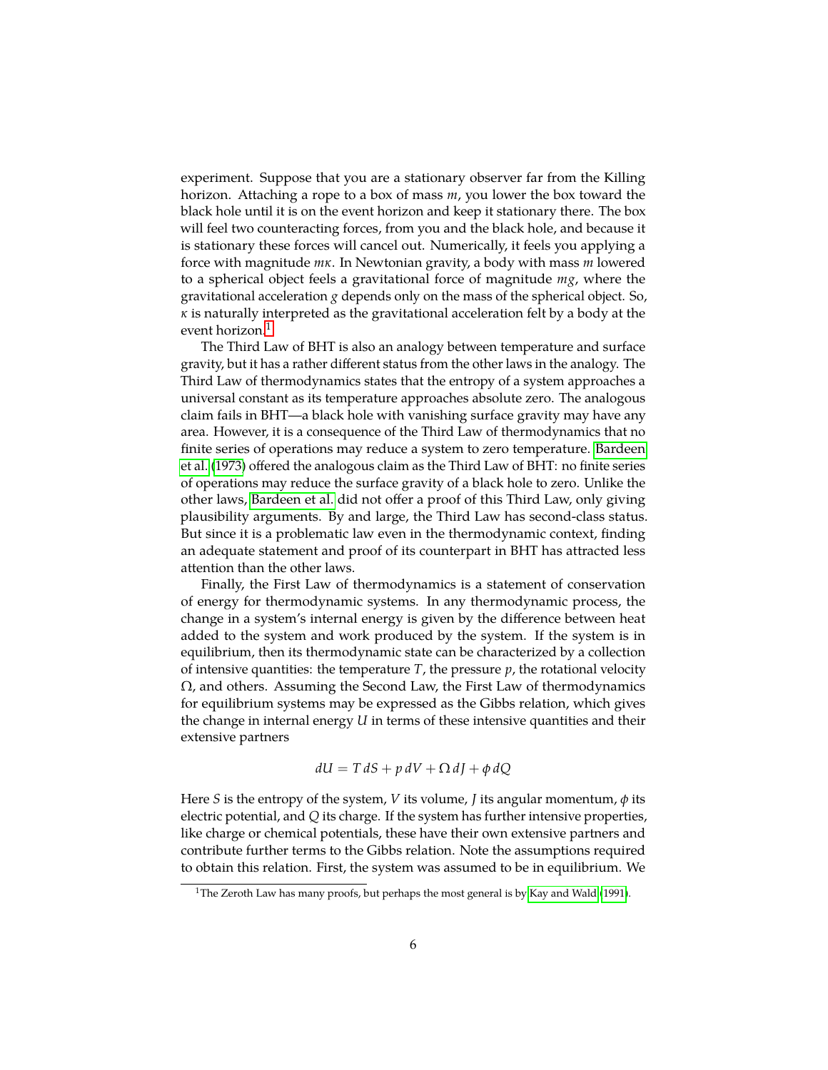experiment. Suppose that you are a stationary observer far from the Killing horizon. Attaching a rope to a box of mass $m$, you lower the box toward the black hole until it is on the event horizon and keep it stationary there. The box will feel two counteracting forces, from you and the black hole, and because it is stationary these forces will cancel out. Numerically, it feels you applying a force with magnitude $m\kappa$. In Newtonian gravity, a body with mass $m$ lowered to a spherical object feels a gravitational force of magnitude $mg$, where the gravitational acceleration $g$ depends only on the mass of the spherical object. So, $\kappa$ is naturally interpreted as the gravitational acceleration felt by a body at the event horizon.[1]

The Third Law of BHT is also an analogy between temperature and surface gravity, but it has a rather different status from the other laws in the analogy. The Third Law of thermodynamics states that the entropy of a system approaches a universal constant as its temperature approaches absolute zero. The analogous claim fails in BHT—a black hole with vanishing surface gravity may have any area. However, it is a consequence of the Third Law of thermodynamics that no finite series of operations may reduce a system to zero temperature. Bardeen et al. (1973) offered the analogous claim as the Third Law of BHT: no finite series of operations may reduce the surface gravity of a black hole to zero. Unlike the other laws, Bardeen et al. did not offer a proof of this Third Law, only giving plausibility arguments. By and large, the Third Law has second-class status. But since it is a problematic law even in the thermodynamic context, finding an adequate statement and proof of its counterpart in BHT has attracted less attention than the other laws.

Finally, the First Law of thermodynamics is a statement of conservation of energy for thermodynamic systems. In any thermodynamic process, the change in a system's internal energy is given by the difference between heat added to the system and work produced by the system. If the system is in equilibrium, then its thermodynamic state can be characterized by a collection of intensive quantities: the temperature $T$, the pressure $p$, the rotational velocity $\Omega$, and others. Assuming the Second Law, the First Law of thermodynamics for equilibrium systems may be expressed as the Gibbs relation, which gives the change in internal energy $U$ in terms of these intensive quantities and their extensive partners

$$dU = T\,dS + p\,dV + \Omega\,dJ + \phi\,dQ$$

Here $S$ is the entropy of the system, $V$ its volume, $J$ its angular momentum, $\phi$ its electric potential, and $Q$ its charge. If the system has further intensive properties, like charge or chemical potentials, these have their own extensive partners and contribute further terms to the Gibbs relation. Note the assumptions required to obtain this relation. First, the system was assumed to be in equilibrium. We

[1] The Zeroth Law has many proofs, but perhaps the most general is by Kay and Wald (1991).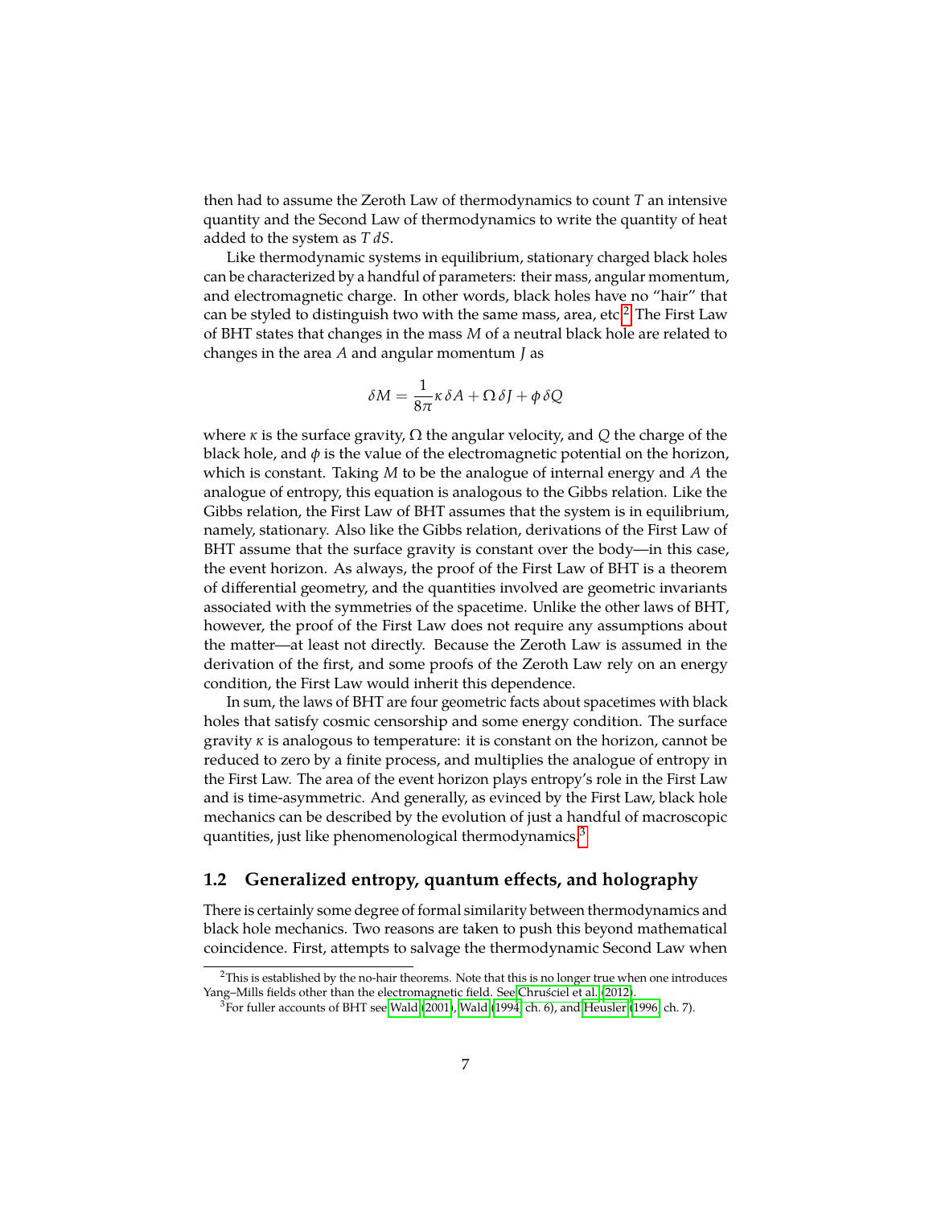then had to assume the Zeroth Law of thermodynamics to count $T$ an intensive quantity and the Second Law of thermodynamics to write the quantity of heat added to the system as $T\,dS$.

Like thermodynamic systems in equilibrium, stationary charged black holes can be characterized by a handful of parameters: their mass, angular momentum, and electromagnetic charge. In other words, black holes have no "hair" that can be styled to distinguish two with the same mass, area, etc.[2] The First Law of BHT states that changes in the mass $M$ of a neutral black hole are related to changes in the area $A$ and angular momentum $J$ as

$$\delta M = \frac{1}{8\pi}\kappa\,\delta A + \Omega\,\delta J + \phi\,\delta Q$$

where $\kappa$ is the surface gravity, $\Omega$ the angular velocity, and $Q$ the charge of the black hole, and $\phi$ is the value of the electromagnetic potential on the horizon, which is constant. Taking $M$ to be the analogue of internal energy and $A$ the analogue of entropy, this equation is analogous to the Gibbs relation. Like the Gibbs relation, the First Law of BHT assumes that the system is in equilibrium, namely, stationary. Also like the Gibbs relation, derivations of the First Law of BHT assume that the surface gravity is constant over the body—in this case, the event horizon. As always, the proof of the First Law of BHT is a theorem of differential geometry, and the quantities involved are geometric invariants associated with the symmetries of the spacetime. Unlike the other laws of BHT, however, the proof of the First Law does not require any assumptions about the matter—at least not directly. Because the Zeroth Law is assumed in the derivation of the first, and some proofs of the Zeroth Law rely on an energy condition, the First Law would inherit this dependence.

In sum, the laws of BHT are four geometric facts about spacetimes with black holes that satisfy cosmic censorship and some energy condition. The surface gravity $\kappa$ is analogous to temperature: it is constant on the horizon, cannot be reduced to zero by a finite process, and multiplies the analogue of entropy in the First Law. The area of the event horizon plays entropy's role in the First Law and is time-asymmetric. And generally, as evinced by the First Law, black hole mechanics can be described by the evolution of just a handful of macroscopic quantities, just like phenomenological thermodynamics.[3]

## 1.2 Generalized entropy, quantum effects, and holography

There is certainly some degree of formal similarity between thermodynamics and black hole mechanics. Two reasons are taken to push this beyond mathematical coincidence. First, attempts to salvage the thermodynamic Second Law when

[2] This is established by the no-hair theorems. Note that this is no longer true when one introduces Yang–Mills fields other than the electromagnetic field. See Chruściel et al. (2012).

[3] For fuller accounts of BHT see Wald (2001), Wald (1994, ch. 6), and Heusler (1996, ch. 7).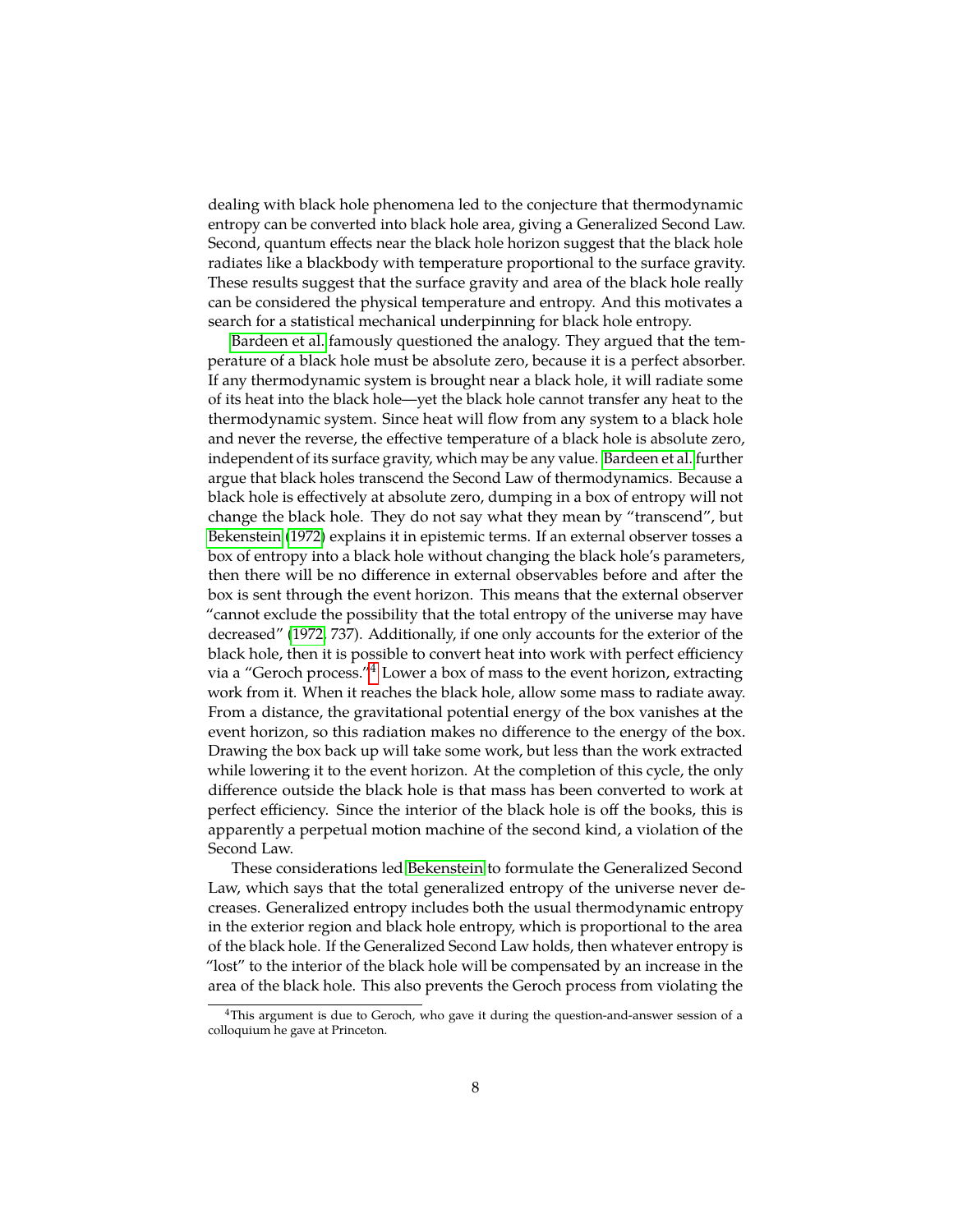dealing with black hole phenomena led to the conjecture that thermodynamic entropy can be converted into black hole area, giving a Generalized Second Law. Second, quantum effects near the black hole horizon suggest that the black hole radiates like a blackbody with temperature proportional to the surface gravity. These results suggest that the surface gravity and area of the black hole really can be considered the physical temperature and entropy. And this motivates a search for a statistical mechanical underpinning for black hole entropy.

Bardeen et al. famously questioned the analogy. They argued that the temperature of a black hole must be absolute zero, because it is a perfect absorber. If any thermodynamic system is brought near a black hole, it will radiate some of its heat into the black hole—yet the black hole cannot transfer any heat to the thermodynamic system. Since heat will flow from any system to a black hole and never the reverse, the effective temperature of a black hole is absolute zero, independent of its surface gravity, which may be any value. Bardeen et al. further argue that black holes transcend the Second Law of thermodynamics. Because a black hole is effectively at absolute zero, dumping in a box of entropy will not change the black hole. They do not say what they mean by "transcend", but Bekenstein (1972) explains it in epistemic terms. If an external observer tosses a box of entropy into a black hole without changing the black hole's parameters, then there will be no difference in external observables before and after the box is sent through the event horizon. This means that the external observer "cannot exclude the possibility that the total entropy of the universe may have decreased" (1972, 737). Additionally, if one only accounts for the exterior of the black hole, then it is possible to convert heat into work with perfect efficiency via a "Geroch process."[4] Lower a box of mass to the event horizon, extracting work from it. When it reaches the black hole, allow some mass to radiate away. From a distance, the gravitational potential energy of the box vanishes at the event horizon, so this radiation makes no difference to the energy of the box. Drawing the box back up will take some work, but less than the work extracted while lowering it to the event horizon. At the completion of this cycle, the only difference outside the black hole is that mass has been converted to work at perfect efficiency. Since the interior of the black hole is off the books, this is apparently a perpetual motion machine of the second kind, a violation of the Second Law.

These considerations led Bekenstein to formulate the Generalized Second Law, which says that the total generalized entropy of the universe never decreases. Generalized entropy includes both the usual thermodynamic entropy in the exterior region and black hole entropy, which is proportional to the area of the black hole. If the Generalized Second Law holds, then whatever entropy is "lost" to the interior of the black hole will be compensated by an increase in the area of the black hole. This also prevents the Geroch process from violating the

[4] This argument is due to Geroch, who gave it during the question-and-answer session of a colloquium he gave at Princeton.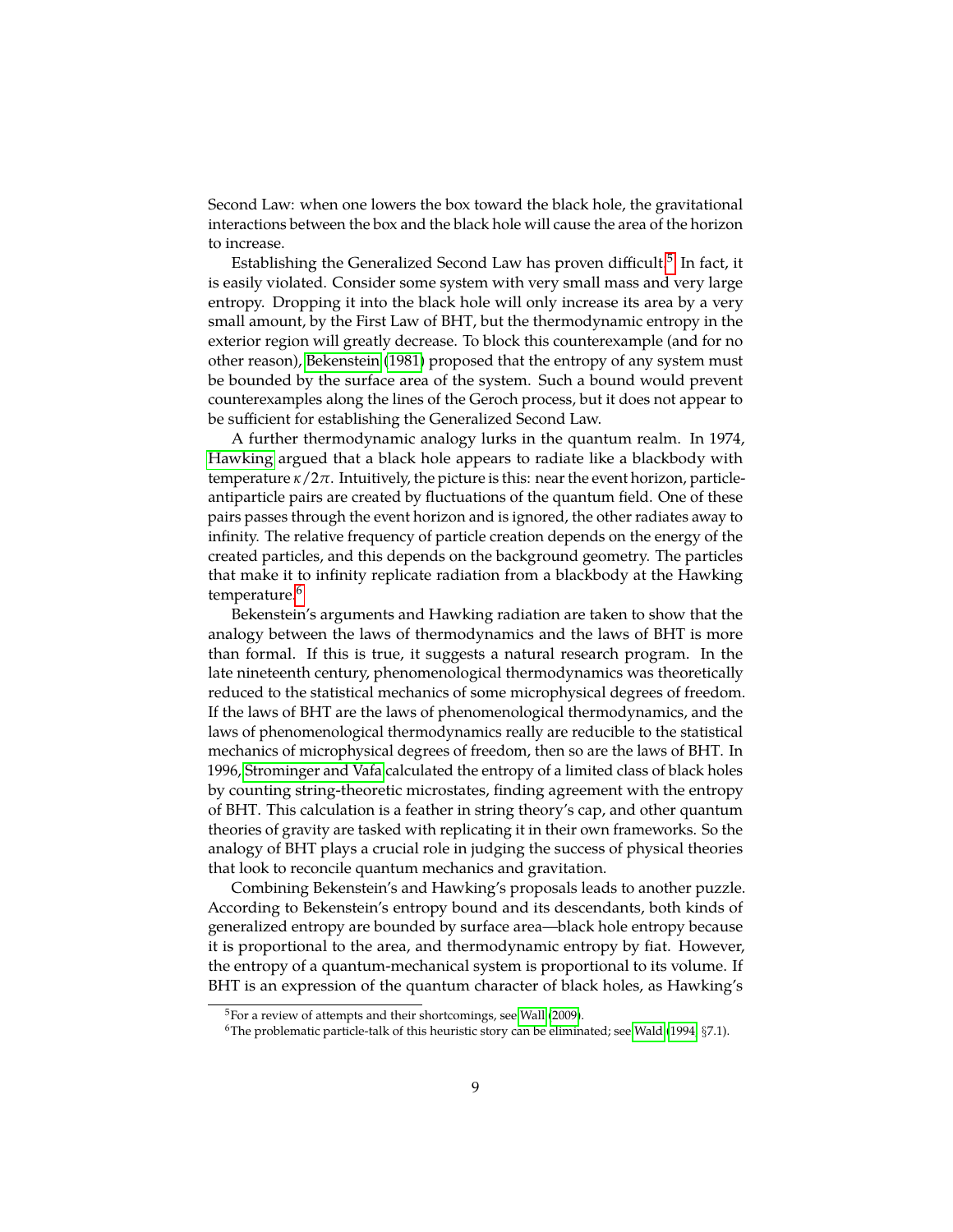Second Law: when one lowers the box toward the black hole, the gravitational interactions between the box and the black hole will cause the area of the horizon to increase.

Establishing the Generalized Second Law has proven difficult.[5] In fact, it is easily violated. Consider some system with very small mass and very large entropy. Dropping it into the black hole will only increase its area by a very small amount, by the First Law of BHT, but the thermodynamic entropy in the exterior region will greatly decrease. To block this counterexample (and for no other reason), Bekenstein (1981) proposed that the entropy of any system must be bounded by the surface area of the system. Such a bound would prevent counterexamples along the lines of the Geroch process, but it does not appear to be sufficient for establishing the Generalized Second Law.

A further thermodynamic analogy lurks in the quantum realm. In 1974, Hawking argued that a black hole appears to radiate like a blackbody with temperature $\kappa/2\pi$. Intuitively, the picture is this: near the event horizon, particle-antiparticle pairs are created by fluctuations of the quantum field. One of these pairs passes through the event horizon and is ignored, the other radiates away to infinity. The relative frequency of particle creation depends on the energy of the created particles, and this depends on the background geometry. The particles that make it to infinity replicate radiation from a blackbody at the Hawking temperature.[6]

Bekenstein's arguments and Hawking radiation are taken to show that the analogy between the laws of thermodynamics and the laws of BHT is more than formal. If this is true, it suggests a natural research program. In the late nineteenth century, phenomenological thermodynamics was theoretically reduced to the statistical mechanics of some microphysical degrees of freedom. If the laws of BHT are the laws of phenomenological thermodynamics, and the laws of phenomenological thermodynamics really are reducible to the statistical mechanics of microphysical degrees of freedom, then so are the laws of BHT. In 1996, Strominger and Vafa calculated the entropy of a limited class of black holes by counting string-theoretic microstates, finding agreement with the entropy of BHT. This calculation is a feather in string theory's cap, and other quantum theories of gravity are tasked with replicating it in their own frameworks. So the analogy of BHT plays a crucial role in judging the success of physical theories that look to reconcile quantum mechanics and gravitation.

Combining Bekenstein's and Hawking's proposals leads to another puzzle. According to Bekenstein's entropy bound and its descendants, both kinds of generalized entropy are bounded by surface area—black hole entropy because it is proportional to the area, and thermodynamic entropy by fiat. However, the entropy of a quantum-mechanical system is proportional to its volume. If BHT is an expression of the quantum character of black holes, as Hawking's

[5] For a review of attempts and their shortcomings, see Wall (2009).

[6] The problematic particle-talk of this heuristic story can be eliminated; see Wald (1994, §7.1).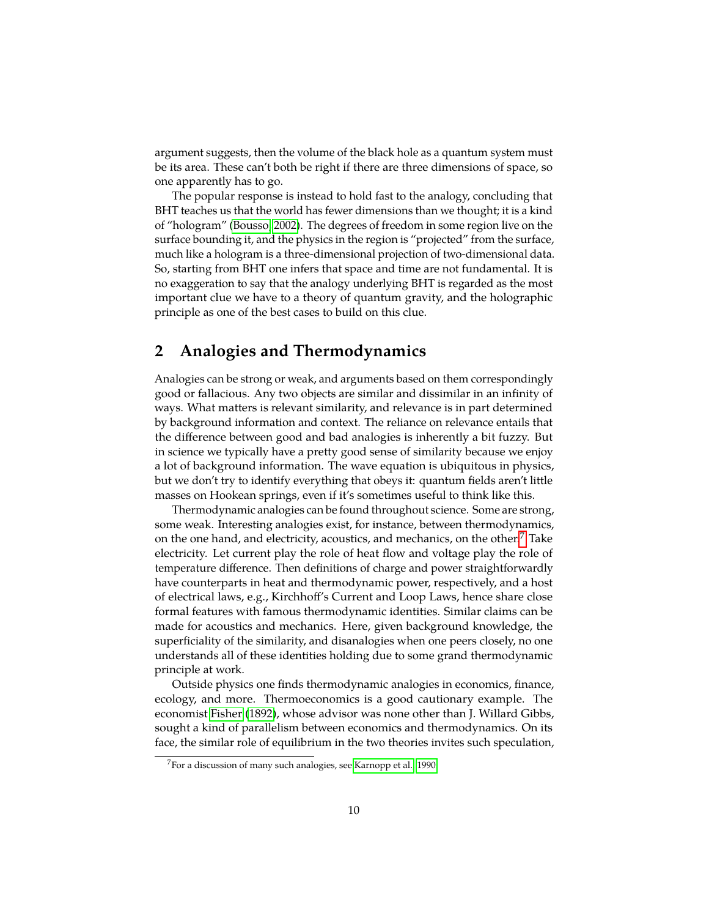argument suggests, then the volume of the black hole as a quantum system must be its area. These can't both be right if there are three dimensions of space, so one apparently has to go.

The popular response is instead to hold fast to the analogy, concluding that BHT teaches us that the world has fewer dimensions than we thought; it is a kind of "hologram" (Bousso, 2002). The degrees of freedom in some region live on the surface bounding it, and the physics in the region is "projected" from the surface, much like a hologram is a three-dimensional projection of two-dimensional data. So, starting from BHT one infers that space and time are not fundamental. It is no exaggeration to say that the analogy underlying BHT is regarded as the most important clue we have to a theory of quantum gravity, and the holographic principle as one of the best cases to build on this clue.

## 2 Analogies and Thermodynamics

Analogies can be strong or weak, and arguments based on them correspondingly good or fallacious. Any two objects are similar and dissimilar in an infinity of ways. What matters is relevant similarity, and relevance is in part determined by background information and context. The reliance on relevance entails that the difference between good and bad analogies is inherently a bit fuzzy. But in science we typically have a pretty good sense of similarity because we enjoy a lot of background information. The wave equation is ubiquitous in physics, but we don't try to identify everything that obeys it: quantum fields aren't little masses on Hookean springs, even if it's sometimes useful to think like this.

Thermodynamic analogies can be found throughout science. Some are strong, some weak. Interesting analogies exist, for instance, between thermodynamics, on the one hand, and electricity, acoustics, and mechanics, on the other.[7] Take electricity. Let current play the role of heat flow and voltage play the role of temperature difference. Then definitions of charge and power straightforwardly have counterparts in heat and thermodynamic power, respectively, and a host of electrical laws, e.g., Kirchhoff's Current and Loop Laws, hence share close formal features with famous thermodynamic identities. Similar claims can be made for acoustics and mechanics. Here, given background knowledge, the superficiality of the similarity, and disanalogies when one peers closely, no one understands all of these identities holding due to some grand thermodynamic principle at work.

Outside physics one finds thermodynamic analogies in economics, finance, ecology, and more. Thermoeconomics is a good cautionary example. The economist Fisher (1892), whose advisor was none other than J. Willard Gibbs, sought a kind of parallelism between economics and thermodynamics. On its face, the similar role of equilibrium in the two theories invites such speculation,

[7] For a discussion of many such analogies, see Karnopp et al. 1990.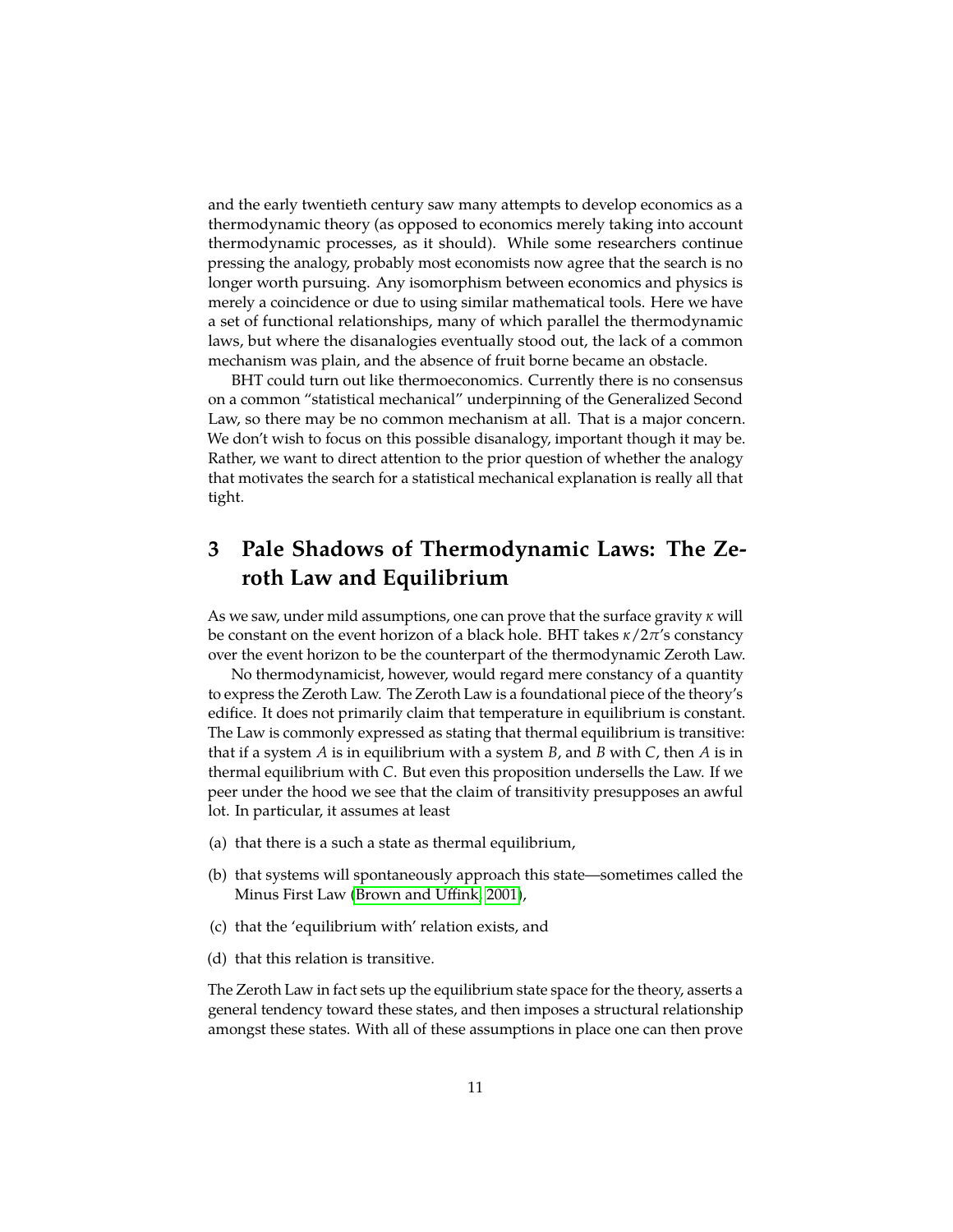and the early twentieth century saw many attempts to develop economics as a thermodynamic theory (as opposed to economics merely taking into account thermodynamic processes, as it should). While some researchers continue pressing the analogy, probably most economists now agree that the search is no longer worth pursuing. Any isomorphism between economics and physics is merely a coincidence or due to using similar mathematical tools. Here we have a set of functional relationships, many of which parallel the thermodynamic laws, but where the disanalogies eventually stood out, the lack of a common mechanism was plain, and the absence of fruit borne became an obstacle.

BHT could turn out like thermoeconomics. Currently there is no consensus on a common "statistical mechanical" underpinning of the Generalized Second Law, so there may be no common mechanism at all. That is a major concern. We don't wish to focus on this possible disanalogy, important though it may be. Rather, we want to direct attention to the prior question of whether the analogy that motivates the search for a statistical mechanical explanation is really all that tight.

## 3 Pale Shadows of Thermodynamic Laws: The Zeroth Law and Equilibrium

As we saw, under mild assumptions, one can prove that the surface gravity $\kappa$ will be constant on the event horizon of a black hole. BHT takes $\kappa/2\pi$'s constancy over the event horizon to be the counterpart of the thermodynamic Zeroth Law.

No thermodynamicist, however, would regard mere constancy of a quantity to express the Zeroth Law. The Zeroth Law is a foundational piece of the theory's edifice. It does not primarily claim that temperature in equilibrium is constant. The Law is commonly expressed as stating that thermal equilibrium is transitive: that if a system $A$ is in equilibrium with a system $B$, and $B$ with $C$, then $A$ is in thermal equilibrium with $C$. But even this proposition undersells the Law. If we peer under the hood we see that the claim of transitivity presupposes an awful lot. In particular, it assumes at least

(a) that there is a such a state as thermal equilibrium,

(b) that systems will spontaneously approach this state—sometimes called the Minus First Law (Brown and Uffink, 2001),

(c) that the 'equilibrium with' relation exists, and

(d) that this relation is transitive.

The Zeroth Law in fact sets up the equilibrium state space for the theory, asserts a general tendency toward these states, and then imposes a structural relationship amongst these states. With all of these assumptions in place one can then prove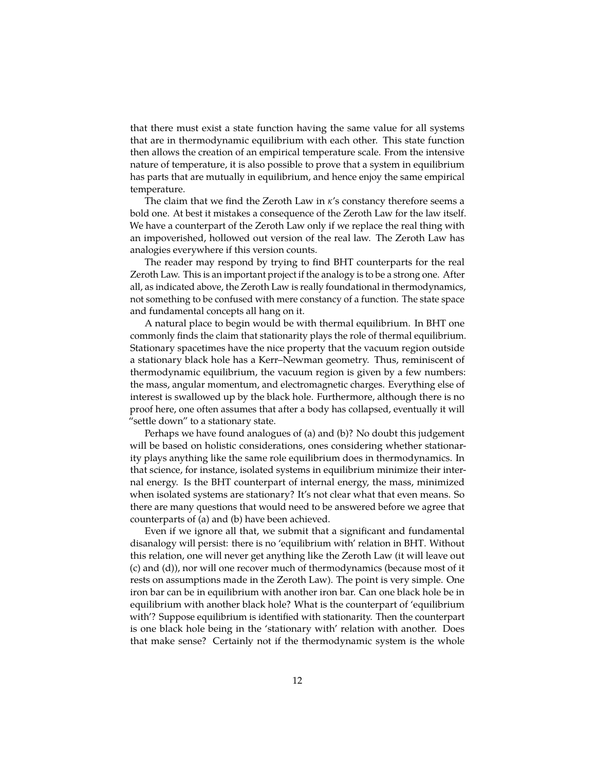that there must exist a state function having the same value for all systems that are in thermodynamic equilibrium with each other. This state function then allows the creation of an empirical temperature scale. From the intensive nature of temperature, it is also possible to prove that a system in equilibrium has parts that are mutually in equilibrium, and hence enjoy the same empirical temperature.

The claim that we find the Zeroth Law in $\kappa$'s constancy therefore seems a bold one. At best it mistakes a consequence of the Zeroth Law for the law itself. We have a counterpart of the Zeroth Law only if we replace the real thing with an impoverished, hollowed out version of the real law. The Zeroth Law has analogies everywhere if this version counts.

The reader may respond by trying to find BHT counterparts for the real Zeroth Law. This is an important project if the analogy is to be a strong one. After all, as indicated above, the Zeroth Law is really foundational in thermodynamics, not something to be confused with mere constancy of a function. The state space and fundamental concepts all hang on it.

A natural place to begin would be with thermal equilibrium. In BHT one commonly finds the claim that stationarity plays the role of thermal equilibrium. Stationary spacetimes have the nice property that the vacuum region outside a stationary black hole has a Kerr–Newman geometry. Thus, reminiscent of thermodynamic equilibrium, the vacuum region is given by a few numbers: the mass, angular momentum, and electromagnetic charges. Everything else of interest is swallowed up by the black hole. Furthermore, although there is no proof here, one often assumes that after a body has collapsed, eventually it will "settle down" to a stationary state.

Perhaps we have found analogues of (a) and (b)? No doubt this judgement will be based on holistic considerations, ones considering whether stationarity plays anything like the same role equilibrium does in thermodynamics. In that science, for instance, isolated systems in equilibrium minimize their internal energy. Is the BHT counterpart of internal energy, the mass, minimized when isolated systems are stationary? It's not clear what that even means. So there are many questions that would need to be answered before we agree that counterparts of (a) and (b) have been achieved.

Even if we ignore all that, we submit that a significant and fundamental disanalogy will persist: there is no 'equilibrium with' relation in BHT. Without this relation, one will never get anything like the Zeroth Law (it will leave out (c) and (d)), nor will one recover much of thermodynamics (because most of it rests on assumptions made in the Zeroth Law). The point is very simple. One iron bar can be in equilibrium with another iron bar. Can one black hole be in equilibrium with another black hole? What is the counterpart of 'equilibrium with'? Suppose equilibrium is identified with stationarity. Then the counterpart is one black hole being in the 'stationary with' relation with another. Does that make sense? Certainly not if the thermodynamic system is the whole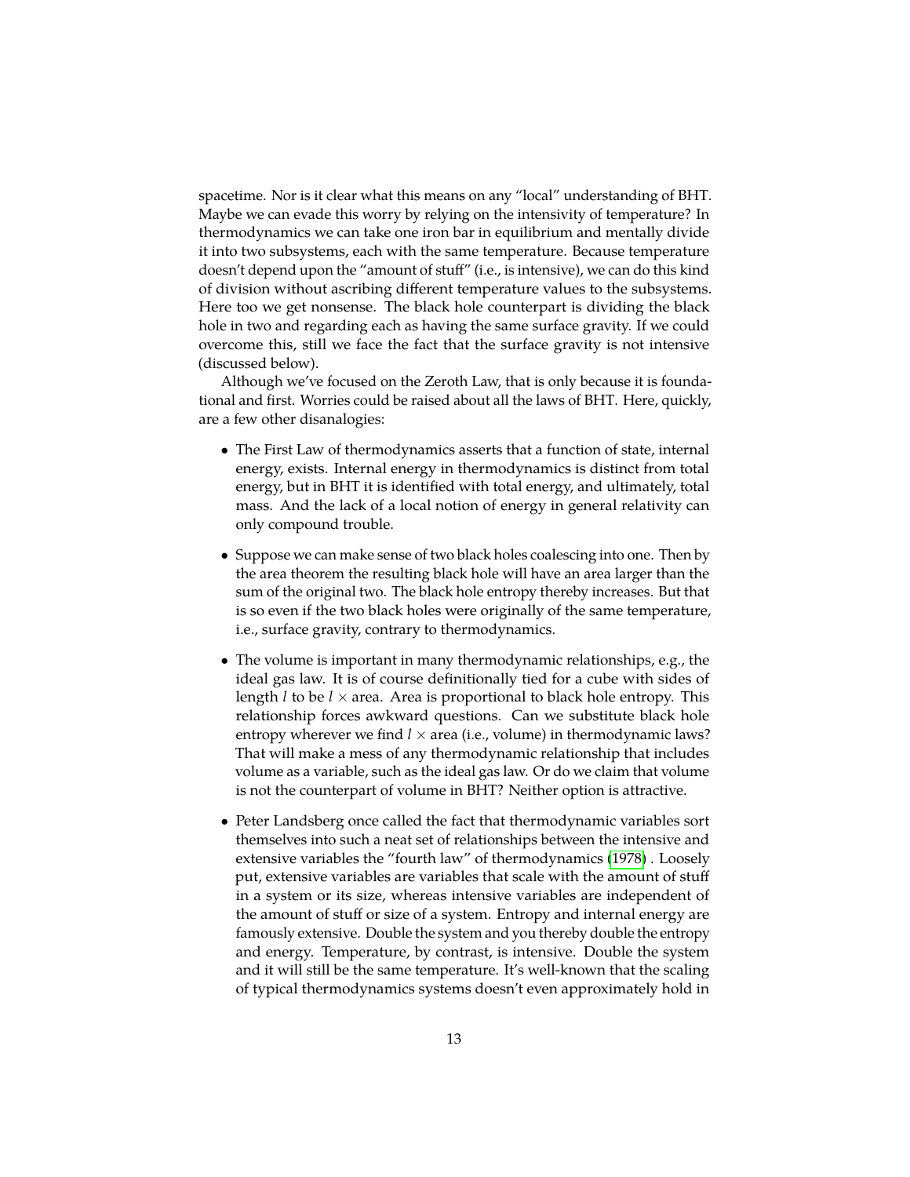spacetime. Nor is it clear what this means on any "local" understanding of BHT. Maybe we can evade this worry by relying on the intensivity of temperature? In thermodynamics we can take one iron bar in equilibrium and mentally divide it into two subsystems, each with the same temperature. Because temperature doesn't depend upon the "amount of stuff" (i.e., is intensive), we can do this kind of division without ascribing different temperature values to the subsystems. Here too we get nonsense. The black hole counterpart is dividing the black hole in two and regarding each as having the same surface gravity. If we could overcome this, still we face the fact that the surface gravity is not intensive (discussed below).

Although we've focused on the Zeroth Law, that is only because it is foundational and first. Worries could be raised about all the laws of BHT. Here, quickly, are a few other disanalogies:

- The First Law of thermodynamics asserts that a function of state, internal energy, exists. Internal energy in thermodynamics is distinct from total energy, but in BHT it is identified with total energy, and ultimately, total mass. And the lack of a local notion of energy in general relativity can only compound trouble.

- Suppose we can make sense of two black holes coalescing into one. Then by the area theorem the resulting black hole will have an area larger than the sum of the original two. The black hole entropy thereby increases. But that is so even if the two black holes were originally of the same temperature, i.e., surface gravity, contrary to thermodynamics.

- The volume is important in many thermodynamic relationships, e.g., the ideal gas law. It is of course definitionally tied for a cube with sides of length $l$ to be $l \times$ area. Area is proportional to black hole entropy. This relationship forces awkward questions. Can we substitute black hole entropy wherever we find $l \times$ area (i.e., volume) in thermodynamic laws? That will make a mess of any thermodynamic relationship that includes volume as a variable, such as the ideal gas law. Or do we claim that volume is not the counterpart of volume in BHT? Neither option is attractive.

- Peter Landsberg once called the fact that thermodynamic variables sort themselves into such a neat set of relationships between the intensive and extensive variables the "fourth law" of thermodynamics (1978) . Loosely put, extensive variables are variables that scale with the amount of stuff in a system or its size, whereas intensive variables are independent of the amount of stuff or size of a system. Entropy and internal energy are famously extensive. Double the system and you thereby double the entropy and energy. Temperature, by contrast, is intensive. Double the system and it will still be the same temperature. It's well-known that the scaling of typical thermodynamics systems doesn't even approximately hold in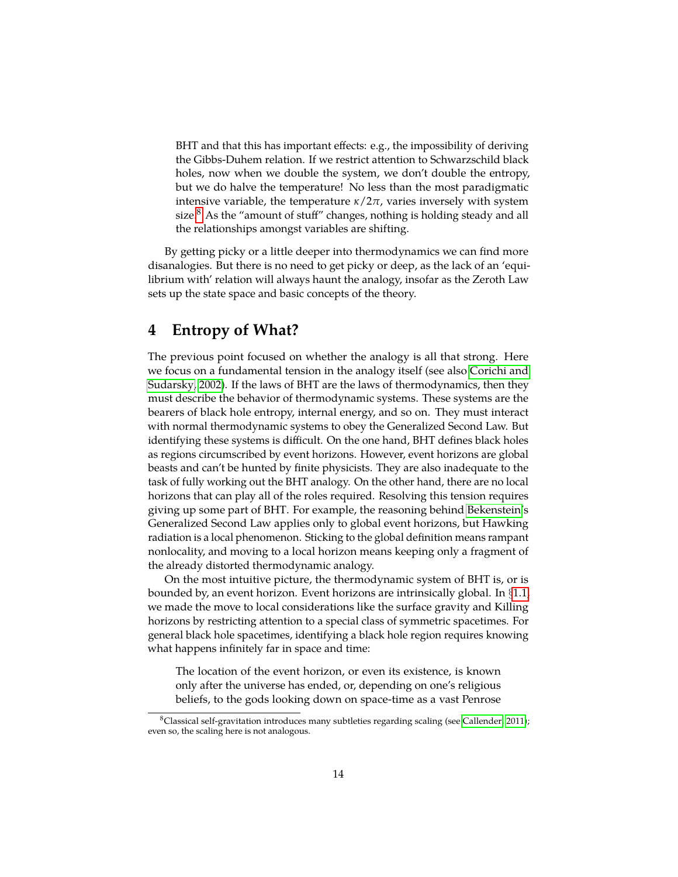> BHT and that this has important effects: e.g., the impossibility of deriving the Gibbs-Duhem relation. If we restrict attention to Schwarzschild black holes, now when we double the system, we don't double the entropy, but we do halve the temperature! No less than the most paradigmatic intensive variable, the temperature $\kappa/2\pi$, varies inversely with system size.[8] As the "amount of stuff" changes, nothing is holding steady and all the relationships amongst variables are shifting.

By getting picky or a little deeper into thermodynamics we can find more disanalogies. But there is no need to get picky or deep, as the lack of an 'equilibrium with' relation will always haunt the analogy, insofar as the Zeroth Law sets up the state space and basic concepts of the theory.

## 4 Entropy of What?

The previous point focused on whether the analogy is all that strong. Here we focus on a fundamental tension in the analogy itself (see also Corichi and Sudarsky, 2002). If the laws of BHT are the laws of thermodynamics, then they must describe the behavior of thermodynamic systems. These systems are the bearers of black hole entropy, internal energy, and so on. They must interact with normal thermodynamic systems to obey the Generalized Second Law. But identifying these systems is difficult. On the one hand, BHT defines black holes as regions circumscribed by event horizons. However, event horizons are global beasts and can't be hunted by finite physicists. They are also inadequate to the task of fully working out the BHT analogy. On the other hand, there are no local horizons that can play all of the roles required. Resolving this tension requires giving up some part of BHT. For example, the reasoning behind Bekenstein's Generalized Second Law applies only to global event horizons, but Hawking radiation is a local phenomenon. Sticking to the global definition means rampant nonlocality, and moving to a local horizon means keeping only a fragment of the already distorted thermodynamic analogy.

On the most intuitive picture, the thermodynamic system of BHT is, or is bounded by, an event horizon. Event horizons are intrinsically global. In §1.1 we made the move to local considerations like the surface gravity and Killing horizons by restricting attention to a special class of symmetric spacetimes. For general black hole spacetimes, identifying a black hole region requires knowing what happens infinitely far in space and time:

> The location of the event horizon, or even its existence, is known only after the universe has ended, or, depending on one's religious beliefs, to the gods looking down on space-time as a vast Penrose

[8] Classical self-gravitation introduces many subtleties regarding scaling (see Callender, 2011); even so, the scaling here is not analogous.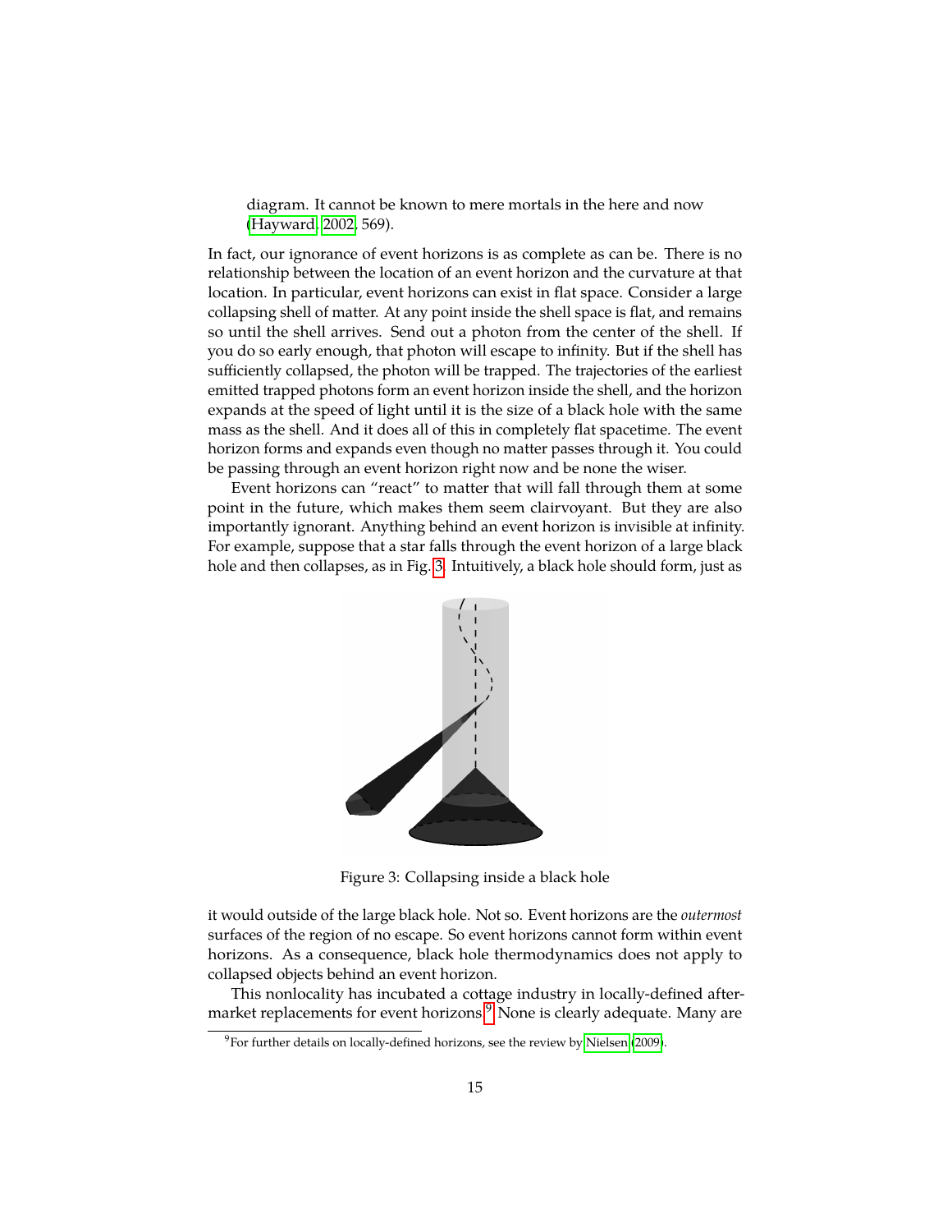diagram. It cannot be known to mere mortals in the here and now (Hayward, 2002, 569).

In fact, our ignorance of event horizons is as complete as can be. There is no relationship between the location of an event horizon and the curvature at that location. In particular, event horizons can exist in flat space. Consider a large collapsing shell of matter. At any point inside the shell space is flat, and remains so until the shell arrives. Send out a photon from the center of the shell. If you do so early enough, that photon will escape to infinity. But if the shell has sufficiently collapsed, the photon will be trapped. The trajectories of the earliest emitted trapped photons form an event horizon inside the shell, and the horizon expands at the speed of light until it is the size of a black hole with the same mass as the shell. And it does all of this in completely flat spacetime. The event horizon forms and expands even though no matter passes through it. You could be passing through an event horizon right now and be none the wiser.

Event horizons can "react" to matter that will fall through them at some point in the future, which makes them seem clairvoyant. But they are also importantly ignorant. Anything behind an event horizon is invisible at infinity. For example, suppose that a star falls through the event horizon of a large black hole and then collapses, as in Fig. 3. Intuitively, a black hole should form, just as

Figure 3: Collapsing inside a black hole

it would outside of the large black hole. Not so. Event horizons are the *outermost* surfaces of the region of no escape. So event horizons cannot form within event horizons. As a consequence, black hole thermodynamics does not apply to collapsed objects behind an event horizon.

This nonlocality has incubated a cottage industry in locally-defined aftermarket replacements for event horizons.[9] None is clearly adequate. Many are

[9] For further details on locally-defined horizons, see the review by Nielsen (2009).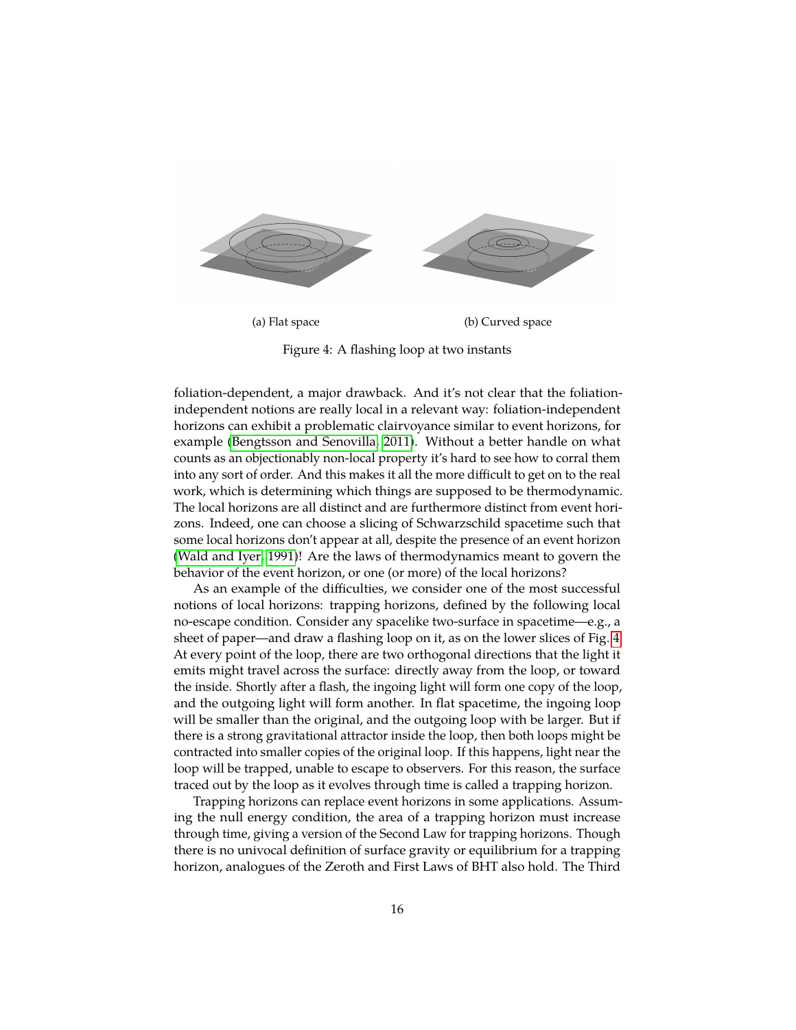(a) Flat space

(b) Curved space

Figure 4: A flashing loop at two instants

foliation-dependent, a major drawback. And it's not clear that the foliation-independent notions are really local in a relevant way: foliation-independent horizons can exhibit a problematic clairvoyance similar to event horizons, for example (Bengtsson and Senovilla, 2011). Without a better handle on what counts as an objectionably non-local property it's hard to see how to corral them into any sort of order. And this makes it all the more difficult to get on to the real work, which is determining which things are supposed to be thermodynamic. The local horizons are all distinct and are furthermore distinct from event horizons. Indeed, one can choose a slicing of Schwarzschild spacetime such that some local horizons don't appear at all, despite the presence of an event horizon (Wald and Iyer, 1991)! Are the laws of thermodynamics meant to govern the behavior of the event horizon, or one (or more) of the local horizons?

As an example of the difficulties, we consider one of the most successful notions of local horizons: trapping horizons, defined by the following local no-escape condition. Consider any spacelike two-surface in spacetime—e.g., a sheet of paper—and draw a flashing loop on it, as on the lower slices of Fig. 4. At every point of the loop, there are two orthogonal directions that the light it emits might travel across the surface: directly away from the loop, or toward the inside. Shortly after a flash, the ingoing light will form one copy of the loop, and the outgoing light will form another. In flat spacetime, the ingoing loop will be smaller than the original, and the outgoing loop with be larger. But if there is a strong gravitational attractor inside the loop, then both loops might be contracted into smaller copies of the original loop. If this happens, light near the loop will be trapped, unable to escape to observers. For this reason, the surface traced out by the loop as it evolves through time is called a trapping horizon.

Trapping horizons can replace event horizons in some applications. Assuming the null energy condition, the area of a trapping horizon must increase through time, giving a version of the Second Law for trapping horizons. Though there is no univocal definition of surface gravity or equilibrium for a trapping horizon, analogues of the Zeroth and First Laws of BHT also hold. The Third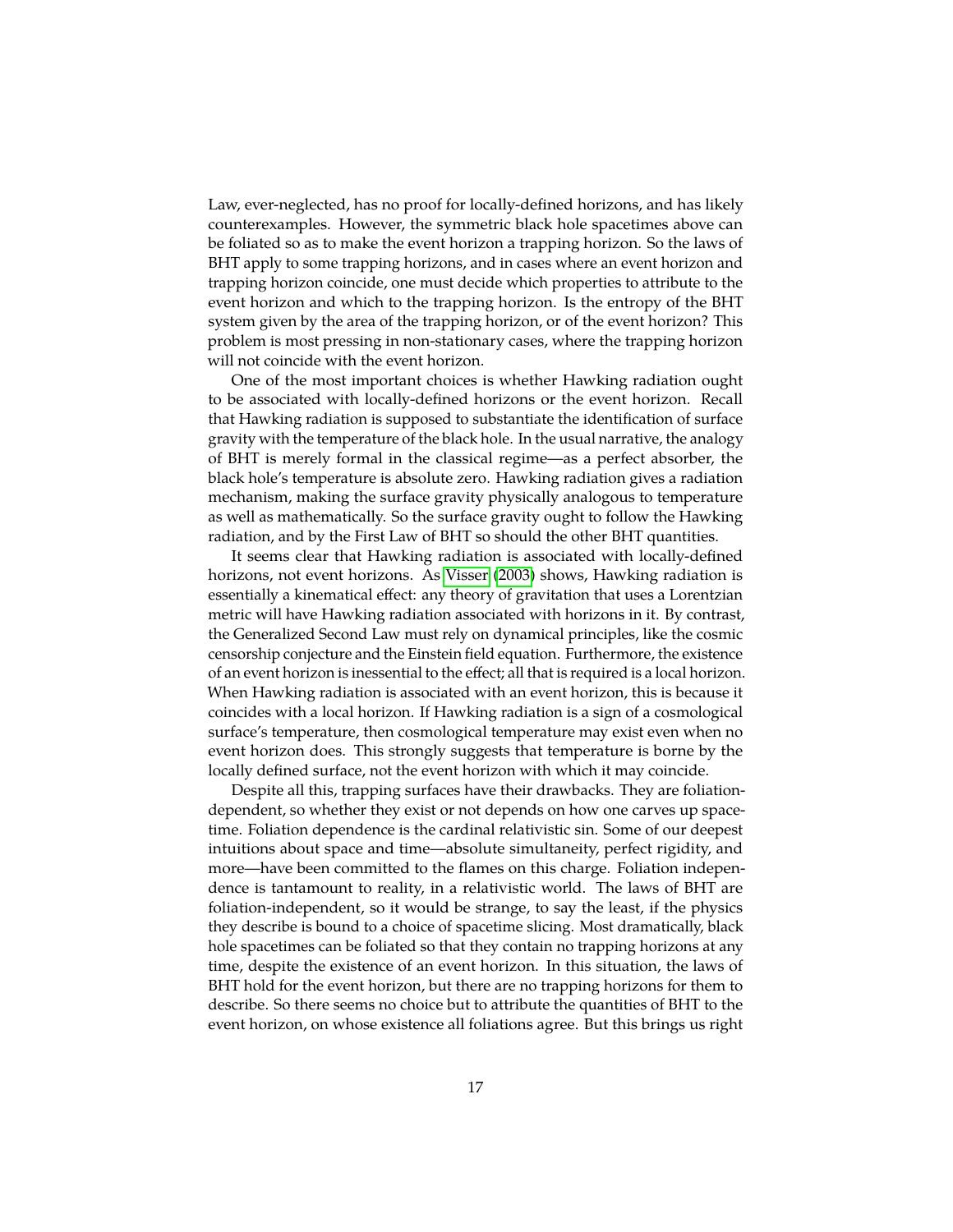Law, ever-neglected, has no proof for locally-defined horizons, and has likely counterexamples. However, the symmetric black hole spacetimes above can be foliated so as to make the event horizon a trapping horizon. So the laws of BHT apply to some trapping horizons, and in cases where an event horizon and trapping horizon coincide, one must decide which properties to attribute to the event horizon and which to the trapping horizon. Is the entropy of the BHT system given by the area of the trapping horizon, or of the event horizon? This problem is most pressing in non-stationary cases, where the trapping horizon will not coincide with the event horizon.

One of the most important choices is whether Hawking radiation ought to be associated with locally-defined horizons or the event horizon. Recall that Hawking radiation is supposed to substantiate the identification of surface gravity with the temperature of the black hole. In the usual narrative, the analogy of BHT is merely formal in the classical regime—as a perfect absorber, the black hole's temperature is absolute zero. Hawking radiation gives a radiation mechanism, making the surface gravity physically analogous to temperature as well as mathematically. So the surface gravity ought to follow the Hawking radiation, and by the First Law of BHT so should the other BHT quantities.

It seems clear that Hawking radiation is associated with locally-defined horizons, not event horizons. As Visser (2003) shows, Hawking radiation is essentially a kinematical effect: any theory of gravitation that uses a Lorentzian metric will have Hawking radiation associated with horizons in it. By contrast, the Generalized Second Law must rely on dynamical principles, like the cosmic censorship conjecture and the Einstein field equation. Furthermore, the existence of an event horizon is inessential to the effect; all that is required is a local horizon. When Hawking radiation is associated with an event horizon, this is because it coincides with a local horizon. If Hawking radiation is a sign of a cosmological surface's temperature, then cosmological temperature may exist even when no event horizon does. This strongly suggests that temperature is borne by the locally defined surface, not the event horizon with which it may coincide.

Despite all this, trapping surfaces have their drawbacks. They are foliation-dependent, so whether they exist or not depends on how one carves up spacetime. Foliation dependence is the cardinal relativistic sin. Some of our deepest intuitions about space and time—absolute simultaneity, perfect rigidity, and more—have been committed to the flames on this charge. Foliation independence is tantamount to reality, in a relativistic world. The laws of BHT are foliation-independent, so it would be strange, to say the least, if the physics they describe is bound to a choice of spacetime slicing. Most dramatically, black hole spacetimes can be foliated so that they contain no trapping horizons at any time, despite the existence of an event horizon. In this situation, the laws of BHT hold for the event horizon, but there are no trapping horizons for them to describe. So there seems no choice but to attribute the quantities of BHT to the event horizon, on whose existence all foliations agree. But this brings us right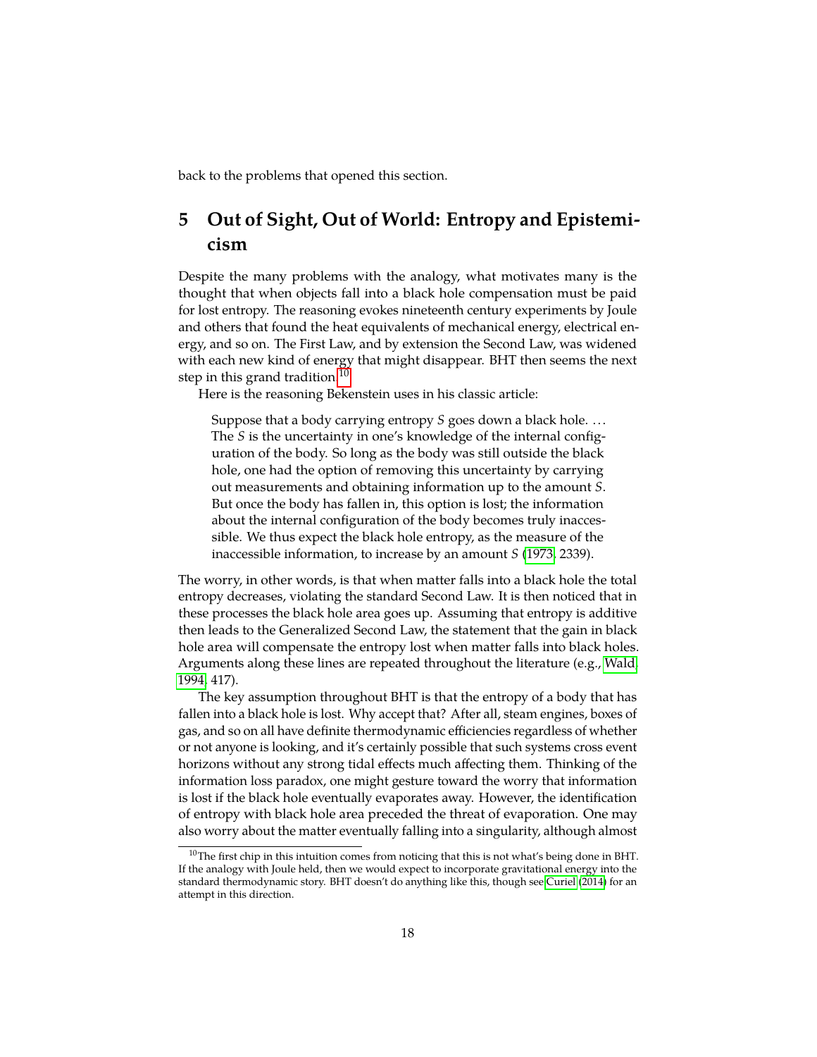back to the problems that opened this section.

## 5 Out of Sight, Out of World: Entropy and Epistemicism

Despite the many problems with the analogy, what motivates many is the thought that when objects fall into a black hole compensation must be paid for lost entropy. The reasoning evokes nineteenth century experiments by Joule and others that found the heat equivalents of mechanical energy, electrical energy, and so on. The First Law, and by extension the Second Law, was widened with each new kind of energy that might disappear. BHT then seems the next step in this grand tradition.[10]

Here is the reasoning Bekenstein uses in his classic article:

> Suppose that a body carrying entropy $S$ goes down a black hole. ... The $S$ is the uncertainty in one's knowledge of the internal configuration of the body. So long as the body was still outside the black hole, one had the option of removing this uncertainty by carrying out measurements and obtaining information up to the amount $S$. But once the body has fallen in, this option is lost; the information about the internal configuration of the body becomes truly inaccessible. We thus expect the black hole entropy, as the measure of the inaccessible information, to increase by an amount $S$ (1973, 2339).

The worry, in other words, is that when matter falls into a black hole the total entropy decreases, violating the standard Second Law. It is then noticed that in these processes the black hole area goes up. Assuming that entropy is additive then leads to the Generalized Second Law, the statement that the gain in black hole area will compensate the entropy lost when matter falls into black holes. Arguments along these lines are repeated throughout the literature (e.g., Wald, 1994, 417).

The key assumption throughout BHT is that the entropy of a body that has fallen into a black hole is lost. Why accept that? After all, steam engines, boxes of gas, and so on all have definite thermodynamic efficiencies regardless of whether or not anyone is looking, and it's certainly possible that such systems cross event horizons without any strong tidal effects much affecting them. Thinking of the information loss paradox, one might gesture toward the worry that information is lost if the black hole eventually evaporates away. However, the identification of entropy with black hole area preceded the threat of evaporation. One may also worry about the matter eventually falling into a singularity, although almost

[10] The first chip in this intuition comes from noticing that this is not what's being done in BHT. If the analogy with Joule held, then we would expect to incorporate gravitational energy into the standard thermodynamic story. BHT doesn't do anything like this, though see Curiel (2014) for an attempt in this direction.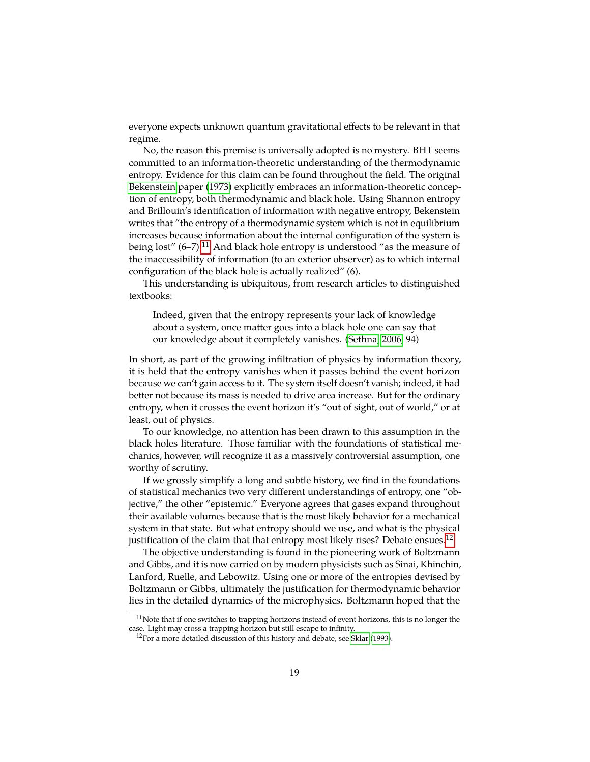everyone expects unknown quantum gravitational effects to be relevant in that regime.

No, the reason this premise is universally adopted is no mystery. BHT seems committed to an information-theoretic understanding of the thermodynamic entropy. Evidence for this claim can be found throughout the field. The original Bekenstein paper (1973) explicitly embraces an information-theoretic conception of entropy, both thermodynamic and black hole. Using Shannon entropy and Brillouin's identification of information with negative entropy, Bekenstein writes that "the entropy of a thermodynamic system which is not in equilibrium increases because information about the internal configuration of the system is being lost" (6–7).[11] And black hole entropy is understood "as the measure of the inaccessibility of information (to an exterior observer) as to which internal configuration of the black hole is actually realized" (6).

This understanding is ubiquitous, from research articles to distinguished textbooks:

> Indeed, given that the entropy represents your lack of knowledge about a system, once matter goes into a black hole one can say that our knowledge about it completely vanishes. (Sethna, 2006, 94)

In short, as part of the growing infiltration of physics by information theory, it is held that the entropy vanishes when it passes behind the event horizon because we can't gain access to it. The system itself doesn't vanish; indeed, it had better not because its mass is needed to drive area increase. But for the ordinary entropy, when it crosses the event horizon it's "out of sight, out of world," or at least, out of physics.

To our knowledge, no attention has been drawn to this assumption in the black holes literature. Those familiar with the foundations of statistical mechanics, however, will recognize it as a massively controversial assumption, one worthy of scrutiny.

If we grossly simplify a long and subtle history, we find in the foundations of statistical mechanics two very different understandings of entropy, one "objective," the other "epistemic." Everyone agrees that gases expand throughout their available volumes because that is the most likely behavior for a mechanical system in that state. But what entropy should we use, and what is the physical justification of the claim that that entropy most likely rises? Debate ensues.[12]

The objective understanding is found in the pioneering work of Boltzmann and Gibbs, and it is now carried on by modern physicists such as Sinai, Khinchin, Lanford, Ruelle, and Lebowitz. Using one or more of the entropies devised by Boltzmann or Gibbs, ultimately the justification for thermodynamic behavior lies in the detailed dynamics of the microphysics. Boltzmann hoped that the

---

[11] Note that if one switches to trapping horizons instead of event horizons, this is no longer the case. Light may cross a trapping horizon but still escape to infinity.

[12] For a more detailed discussion of this history and debate, see Sklar (1993).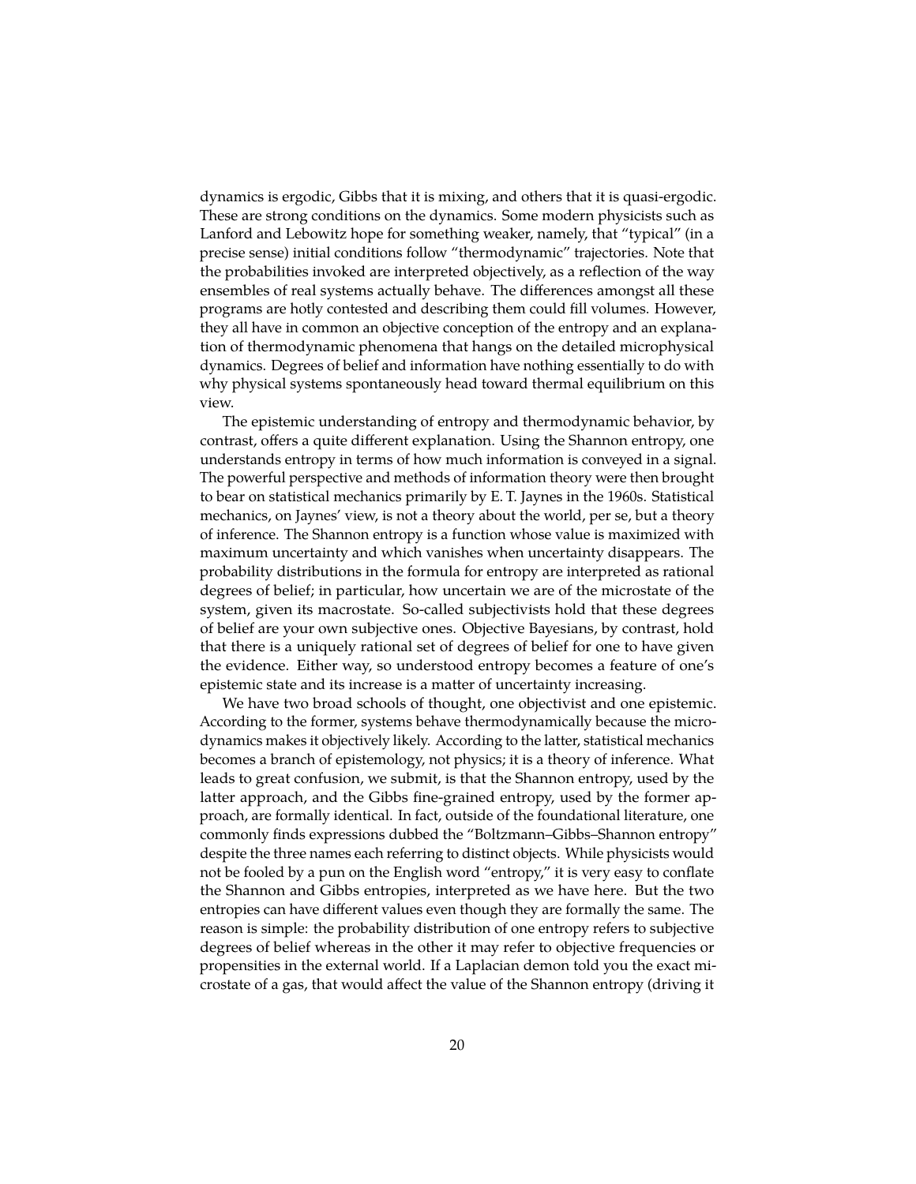dynamics is ergodic, Gibbs that it is mixing, and others that it is quasi-ergodic. These are strong conditions on the dynamics. Some modern physicists such as Lanford and Lebowitz hope for something weaker, namely, that "typical" (in a precise sense) initial conditions follow "thermodynamic" trajectories. Note that the probabilities invoked are interpreted objectively, as a reflection of the way ensembles of real systems actually behave. The differences amongst all these programs are hotly contested and describing them could fill volumes. However, they all have in common an objective conception of the entropy and an explanation of thermodynamic phenomena that hangs on the detailed microphysical dynamics. Degrees of belief and information have nothing essentially to do with why physical systems spontaneously head toward thermal equilibrium on this view.

The epistemic understanding of entropy and thermodynamic behavior, by contrast, offers a quite different explanation. Using the Shannon entropy, one understands entropy in terms of how much information is conveyed in a signal. The powerful perspective and methods of information theory were then brought to bear on statistical mechanics primarily by E. T. Jaynes in the 1960s. Statistical mechanics, on Jaynes' view, is not a theory about the world, per se, but a theory of inference. The Shannon entropy is a function whose value is maximized with maximum uncertainty and which vanishes when uncertainty disappears. The probability distributions in the formula for entropy are interpreted as rational degrees of belief; in particular, how uncertain we are of the microstate of the system, given its macrostate. So-called subjectivists hold that these degrees of belief are your own subjective ones. Objective Bayesians, by contrast, hold that there is a uniquely rational set of degrees of belief for one to have given the evidence. Either way, so understood entropy becomes a feature of one's epistemic state and its increase is a matter of uncertainty increasing.

We have two broad schools of thought, one objectivist and one epistemic. According to the former, systems behave thermodynamically because the microdynamics makes it objectively likely. According to the latter, statistical mechanics becomes a branch of epistemology, not physics; it is a theory of inference. What leads to great confusion, we submit, is that the Shannon entropy, used by the latter approach, and the Gibbs fine-grained entropy, used by the former approach, are formally identical. In fact, outside of the foundational literature, one commonly finds expressions dubbed the "Boltzmann–Gibbs–Shannon entropy" despite the three names each referring to distinct objects. While physicists would not be fooled by a pun on the English word "entropy," it is very easy to conflate the Shannon and Gibbs entropies, interpreted as we have here. But the two entropies can have different values even though they are formally the same. The reason is simple: the probability distribution of one entropy refers to subjective degrees of belief whereas in the other it may refer to objective frequencies or propensities in the external world. If a Laplacian demon told you the exact microstate of a gas, that would affect the value of the Shannon entropy (driving it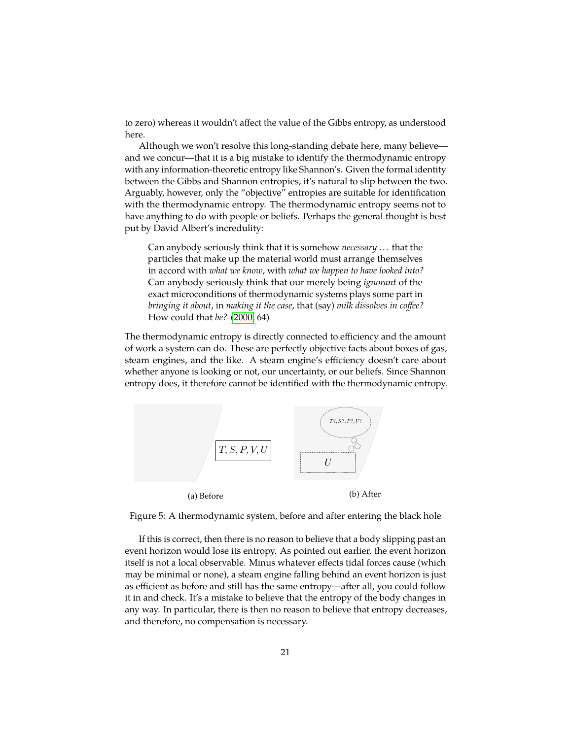to zero) whereas it wouldn't affect the value of the Gibbs entropy, as understood here.

Although we won't resolve this long-standing debate here, many believe—and we concur—that it is a big mistake to identify the thermodynamic entropy with any information-theoretic entropy like Shannon's. Given the formal identity between the Gibbs and Shannon entropies, it's natural to slip between the two. Arguably, however, only the "objective" entropies are suitable for identification with the thermodynamic entropy. The thermodynamic entropy seems not to have anything to do with people or beliefs. Perhaps the general thought is best put by David Albert's incredulity:

> Can anybody seriously think that it is somehow *necessary* ... that the particles that make up the material world must arrange themselves in accord with *what we know*, with *what we happen to have looked into?* Can anybody seriously think that our merely being *ignorant* of the exact microconditions of thermodynamic systems plays some part in *bringing it about*, in *making it the case*, that (say) *milk dissolves in coffee?* How could that *be?* (2000, 64)

The thermodynamic entropy is directly connected to efficiency and the amount of work a system can do. These are perfectly objective facts about boxes of gas, steam engines, and the like. A steam engine's efficiency doesn't care about whether anyone is looking or not, our uncertainty, or our beliefs. Since Shannon entropy does, it therefore cannot be identified with the thermodynamic entropy.

$T, S, P, V, U$

(a) Before

$T?, S?, P?, V?$

$U$

(b) After

Figure 5: A thermodynamic system, before and after entering the black hole

If this is correct, then there is no reason to believe that a body slipping past an event horizon would lose its entropy. As pointed out earlier, the event horizon itself is not a local observable. Minus whatever effects tidal forces cause (which may be minimal or none), a steam engine falling behind an event horizon is just as efficient as before and still has the same entropy—after all, you could follow it in and check. It's a mistake to believe that the entropy of the body changes in any way. In particular, there is then no reason to believe that entropy decreases, and therefore, no compensation is necessary.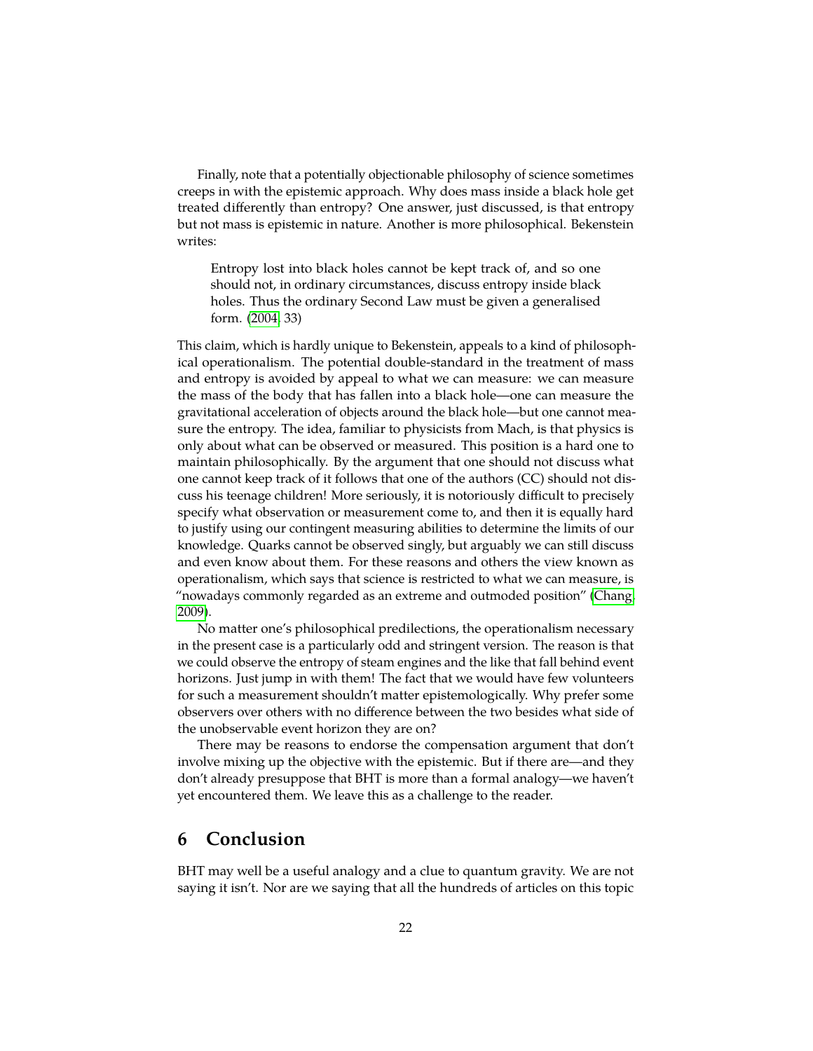Finally, note that a potentially objectionable philosophy of science sometimes creeps in with the epistemic approach. Why does mass inside a black hole get treated differently than entropy? One answer, just discussed, is that entropy but not mass is epistemic in nature. Another is more philosophical. Bekenstein writes:

> Entropy lost into black holes cannot be kept track of, and so one should not, in ordinary circumstances, discuss entropy inside black holes. Thus the ordinary Second Law must be given a generalised form. (2004, 33)

This claim, which is hardly unique to Bekenstein, appeals to a kind of philosophical operationalism. The potential double-standard in the treatment of mass and entropy is avoided by appeal to what we can measure: we can measure the mass of the body that has fallen into a black hole—one can measure the gravitational acceleration of objects around the black hole—but one cannot measure the entropy. The idea, familiar to physicists from Mach, is that physics is only about what can be observed or measured. This position is a hard one to maintain philosophically. By the argument that one should not discuss what one cannot keep track of it follows that one of the authors (CC) should not discuss his teenage children! More seriously, it is notoriously difficult to precisely specify what observation or measurement come to, and then it is equally hard to justify using our contingent measuring abilities to determine the limits of our knowledge. Quarks cannot be observed singly, but arguably we can still discuss and even know about them. For these reasons and others the view known as operationalism, which says that science is restricted to what we can measure, is "nowadays commonly regarded as an extreme and outmoded position" (Chang, 2009).

No matter one's philosophical predilections, the operationalism necessary in the present case is a particularly odd and stringent version. The reason is that we could observe the entropy of steam engines and the like that fall behind event horizons. Just jump in with them! The fact that we would have few volunteers for such a measurement shouldn't matter epistemologically. Why prefer some observers over others with no difference between the two besides what side of the unobservable event horizon they are on?

There may be reasons to endorse the compensation argument that don't involve mixing up the objective with the epistemic. But if there are—and they don't already presuppose that BHT is more than a formal analogy—we haven't yet encountered them. We leave this as a challenge to the reader.

## 6 Conclusion

BHT may well be a useful analogy and a clue to quantum gravity. We are not saying it isn't. Nor are we saying that all the hundreds of articles on this topic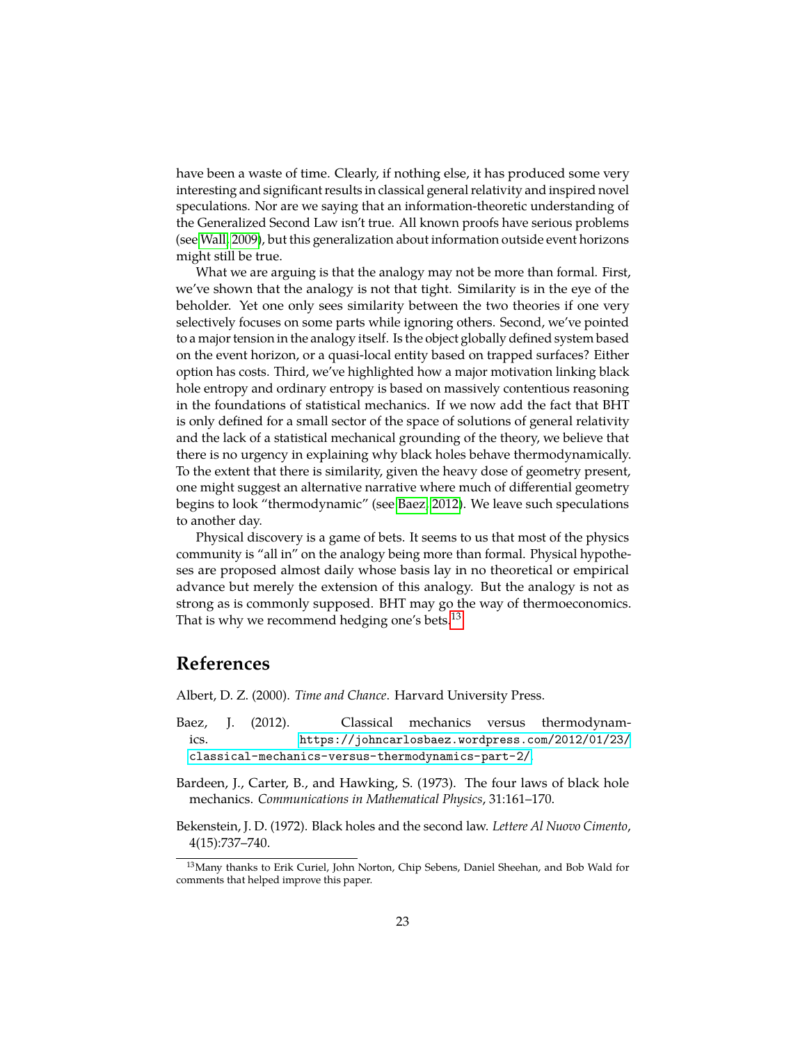have been a waste of time. Clearly, if nothing else, it has produced some very interesting and significant results in classical general relativity and inspired novel speculations. Nor are we saying that an information-theoretic understanding of the Generalized Second Law isn't true. All known proofs have serious problems (see Wall, 2009), but this generalization about information outside event horizons might still be true.

What we are arguing is that the analogy may not be more than formal. First, we've shown that the analogy is not that tight. Similarity is in the eye of the beholder. Yet one only sees similarity between the two theories if one very selectively focuses on some parts while ignoring others. Second, we've pointed to a major tension in the analogy itself. Is the object globally defined system based on the event horizon, or a quasi-local entity based on trapped surfaces? Either option has costs. Third, we've highlighted how a major motivation linking black hole entropy and ordinary entropy is based on massively contentious reasoning in the foundations of statistical mechanics. If we now add the fact that BHT is only defined for a small sector of the space of solutions of general relativity and the lack of a statistical mechanical grounding of the theory, we believe that there is no urgency in explaining why black holes behave thermodynamically. To the extent that there is similarity, given the heavy dose of geometry present, one might suggest an alternative narrative where much of differential geometry begins to look "thermodynamic" (see Baez, 2012). We leave such speculations to another day.

Physical discovery is a game of bets. It seems to us that most of the physics community is "all in" on the analogy being more than formal. Physical hypotheses are proposed almost daily whose basis lay in no theoretical or empirical advance but merely the extension of this analogy. But the analogy is not as strong as is commonly supposed. BHT may go the way of thermoeconomics. That is why we recommend hedging one's bets.[13]

## References

Albert, D. Z. (2000). *Time and Chance*. Harvard University Press.

Baez, J. (2012). Classical mechanics versus thermodynamics. https://johncarlosbaez.wordpress.com/2012/01/23/classical-mechanics-versus-thermodynamics-part-2/

Bardeen, J., Carter, B., and Hawking, S. (1973). The four laws of black hole mechanics. *Communications in Mathematical Physics*, 31:161–170.

Bekenstein, J. D. (1972). Black holes and the second law. *Lettere Al Nuovo Cimento*, 4(15):737–740.

[13]Many thanks to Erik Curiel, John Norton, Chip Sebens, Daniel Sheehan, and Bob Wald for comments that helped improve this paper.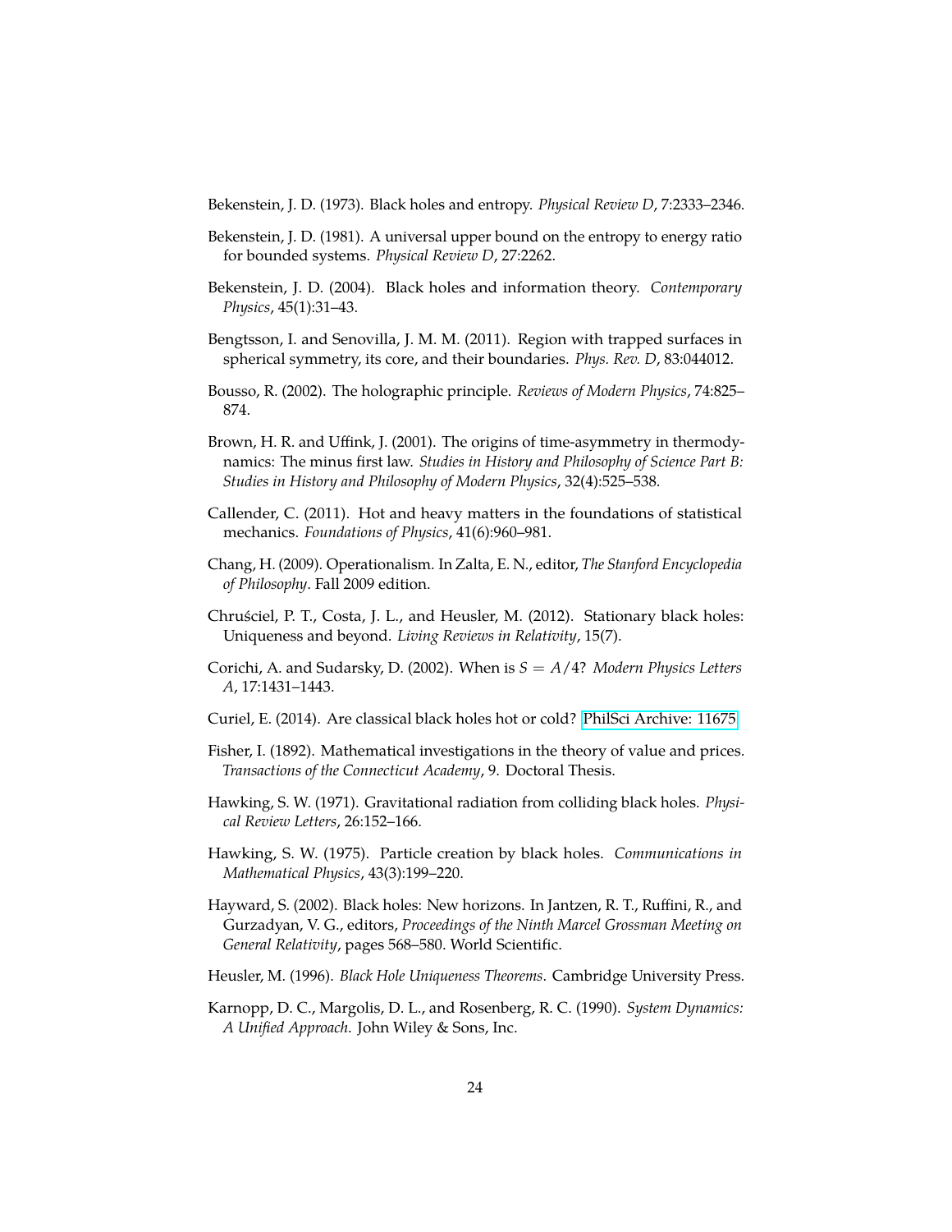Bekenstein, J. D. (1973). Black holes and entropy. *Physical Review D*, 7:2333–2346.

Bekenstein, J. D. (1981). A universal upper bound on the entropy to energy ratio for bounded systems. *Physical Review D*, 27:2262.

Bekenstein, J. D. (2004). Black holes and information theory. *Contemporary Physics*, 45(1):31–43.

Bengtsson, I. and Senovilla, J. M. M. (2011). Region with trapped surfaces in spherical symmetry, its core, and their boundaries. *Phys. Rev. D*, 83:044012.

Bousso, R. (2002). The holographic principle. *Reviews of Modern Physics*, 74:825–874.

Brown, H. R. and Uffink, J. (2001). The origins of time-asymmetry in thermodynamics: The minus first law. *Studies in History and Philosophy of Science Part B: Studies in History and Philosophy of Modern Physics*, 32(4):525–538.

Callender, C. (2011). Hot and heavy matters in the foundations of statistical mechanics. *Foundations of Physics*, 41(6):960–981.

Chang, H. (2009). Operationalism. In Zalta, E. N., editor, *The Stanford Encyclopedia of Philosophy*. Fall 2009 edition.

Chruściel, P. T., Costa, J. L., and Heusler, M. (2012). Stationary black holes: Uniqueness and beyond. *Living Reviews in Relativity*, 15(7).

Corichi, A. and Sudarsky, D. (2002). When is $S = A/4$? *Modern Physics Letters A*, 17:1431–1443.

Curiel, E. (2014). Are classical black holes hot or cold? PhilSci Archive: 11675

Fisher, I. (1892). Mathematical investigations in the theory of value and prices. *Transactions of the Connecticut Academy*, 9. Doctoral Thesis.

Hawking, S. W. (1971). Gravitational radiation from colliding black holes. *Physical Review Letters*, 26:152–166.

Hawking, S. W. (1975). Particle creation by black holes. *Communications in Mathematical Physics*, 43(3):199–220.

Hayward, S. (2002). Black holes: New horizons. In Jantzen, R. T., Ruffini, R., and Gurzadyan, V. G., editors, *Proceedings of the Ninth Marcel Grossman Meeting on General Relativity*, pages 568–580. World Scientific.

Heusler, M. (1996). *Black Hole Uniqueness Theorems*. Cambridge University Press.

Karnopp, D. C., Margolis, D. L., and Rosenberg, R. C. (1990). *System Dynamics: A Unified Approach*. John Wiley & Sons, Inc.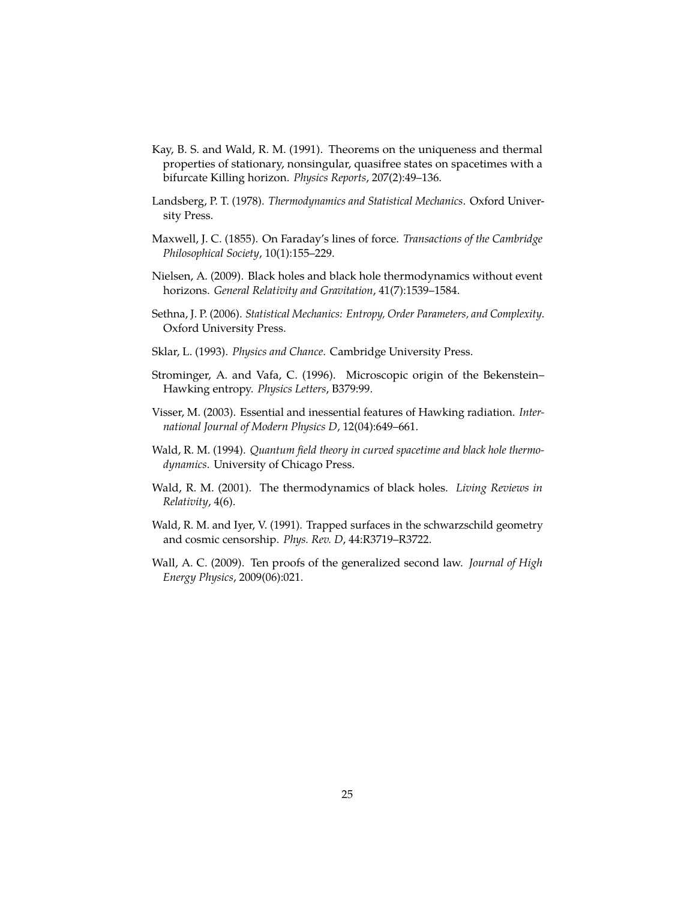Kay, B. S. and Wald, R. M. (1991). Theorems on the uniqueness and thermal properties of stationary, nonsingular, quasifree states on spacetimes with a bifurcate Killing horizon. *Physics Reports*, 207(2):49–136.

Landsberg, P. T. (1978). *Thermodynamics and Statistical Mechanics*. Oxford University Press.

Maxwell, J. C. (1855). On Faraday's lines of force. *Transactions of the Cambridge Philosophical Society*, 10(1):155–229.

Nielsen, A. (2009). Black holes and black hole thermodynamics without event horizons. *General Relativity and Gravitation*, 41(7):1539–1584.

Sethna, J. P. (2006). *Statistical Mechanics: Entropy, Order Parameters, and Complexity*. Oxford University Press.

Sklar, L. (1993). *Physics and Chance*. Cambridge University Press.

Strominger, A. and Vafa, C. (1996). Microscopic origin of the Bekenstein–Hawking entropy. *Physics Letters*, B379:99.

Visser, M. (2003). Essential and inessential features of Hawking radiation. *International Journal of Modern Physics D*, 12(04):649–661.

Wald, R. M. (1994). *Quantum field theory in curved spacetime and black hole thermodynamics*. University of Chicago Press.

Wald, R. M. (2001). The thermodynamics of black holes. *Living Reviews in Relativity*, 4(6).

Wald, R. M. and Iyer, V. (1991). Trapped surfaces in the schwarzschild geometry and cosmic censorship. *Phys. Rev. D*, 44:R3719–R3722.

Wall, A. C. (2009). Ten proofs of the generalized second law. *Journal of High Energy Physics*, 2009(06):021.